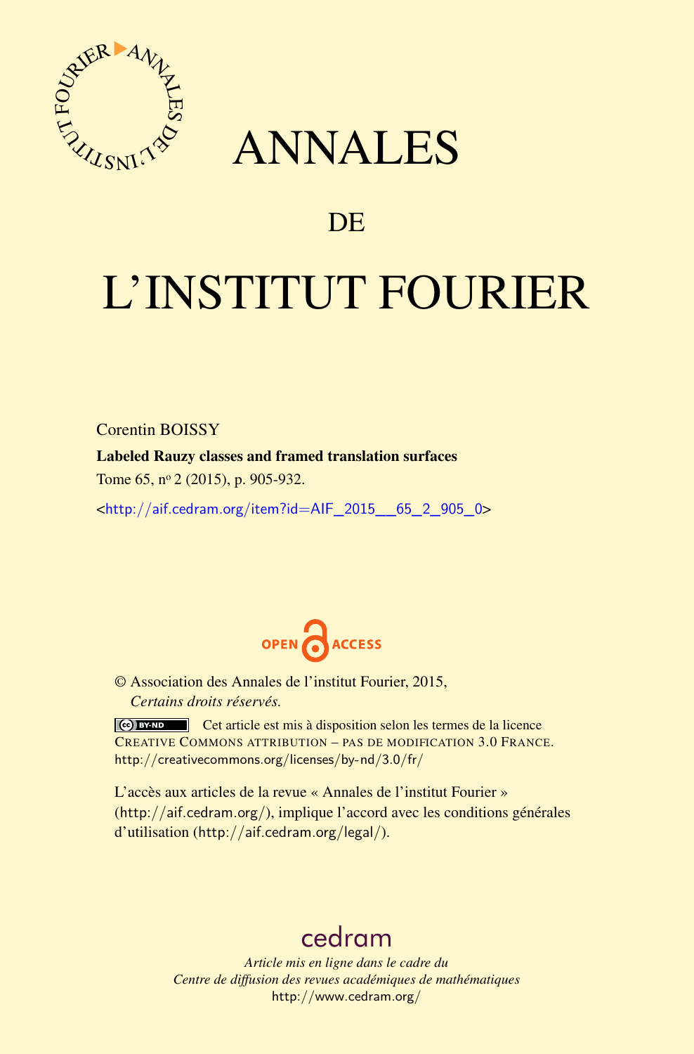# ANNALES

## DE

# L'INSTITUT FOURIER

Corentin BOISSY

**Labeled Rauzy classes and framed translation surfaces**

Tome 65, nº 2 (2015), p. 905-932.

<http://aif.cedram.org/item?id=AIF_2015__65_2_905_0>

© Association des Annales de l'institut Fourier, 2015,
*Certains droits réservés.*

Cet article est mis à disposition selon les termes de la licence CREATIVE COMMONS ATTRIBUTION – PAS DE MODIFICATION 3.0 FRANCE.
http://creativecommons.org/licenses/by-nd/3.0/fr/

L'accès aux articles de la revue « Annales de l'institut Fourier » (http://aif.cedram.org/), implique l'accord avec les conditions générales d'utilisation (http://aif.cedram.org/legal/).

cedram

*Article mis en ligne dans le cadre du*
*Centre de diffusion des revues académiques de mathématiques*
http://www.cedram.org/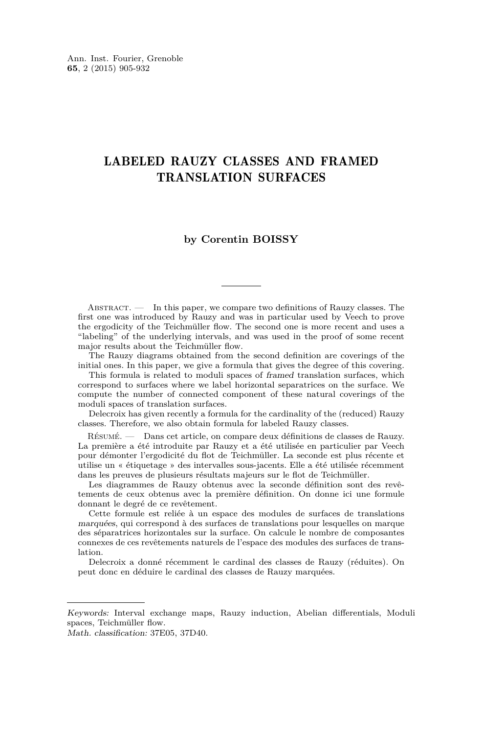# LABELED RAUZY CLASSES AND FRAMED TRANSLATION SURFACES

**by Corentin BOISSY**

Abstract. — In this paper, we compare two definitions of Rauzy classes. The first one was introduced by Rauzy and was in particular used by Veech to prove the ergodicity of the Teichmüller flow. The second one is more recent and uses a "labeling" of the underlying intervals, and was used in the proof of some recent major results about the Teichmüller flow.

The Rauzy diagrams obtained from the second definition are coverings of the initial ones. In this paper, we give a formula that gives the degree of this covering.

This formula is related to moduli spaces of *framed* translation surfaces, which correspond to surfaces where we label horizontal separatrices on the surface. We compute the number of connected component of these natural coverings of the moduli spaces of translation surfaces.

Delecroix has given recently a formula for the cardinality of the (reduced) Rauzy classes. Therefore, we also obtain formula for labeled Rauzy classes.

Résumé. — Dans cet article, on compare deux définitions de classes de Rauzy. La première a été introduite par Rauzy et a été utilisée en particulier par Veech pour démontrer l'ergodicité du flot de Teichmüller. La seconde est plus récente et utilise un « étiquetage » des intervalles sous-jacents. Elle a été utilisée récemment dans les preuves de plusieurs résultats majeurs sur le flot de Teichmüller.

Les diagrammes de Rauzy obtenus avec la seconde définition sont des revêtements de ceux obtenus avec la première définition. On donne ici une formule donnant le degré de ce revêtement.

Cette formule est reliée à un espace des modules de surfaces de translations *marquées*, qui correspond à des surfaces de translations pour lesquelles on marque des séparatrices horizontales sur la surface. On calcule le nombre de composantes connexes de ces revêtements naturels de l'espace des modules des surfaces de translation.

Delecroix a donné récemment le cardinal des classes de Rauzy (réduites). On peut donc en déduire le cardinal des classes de Rauzy marquées.

---

*Keywords:* Interval exchange maps, Rauzy induction, Abelian differentials, Moduli spaces, Teichmüller flow.
*Math. classification:* 37E05, 37D40.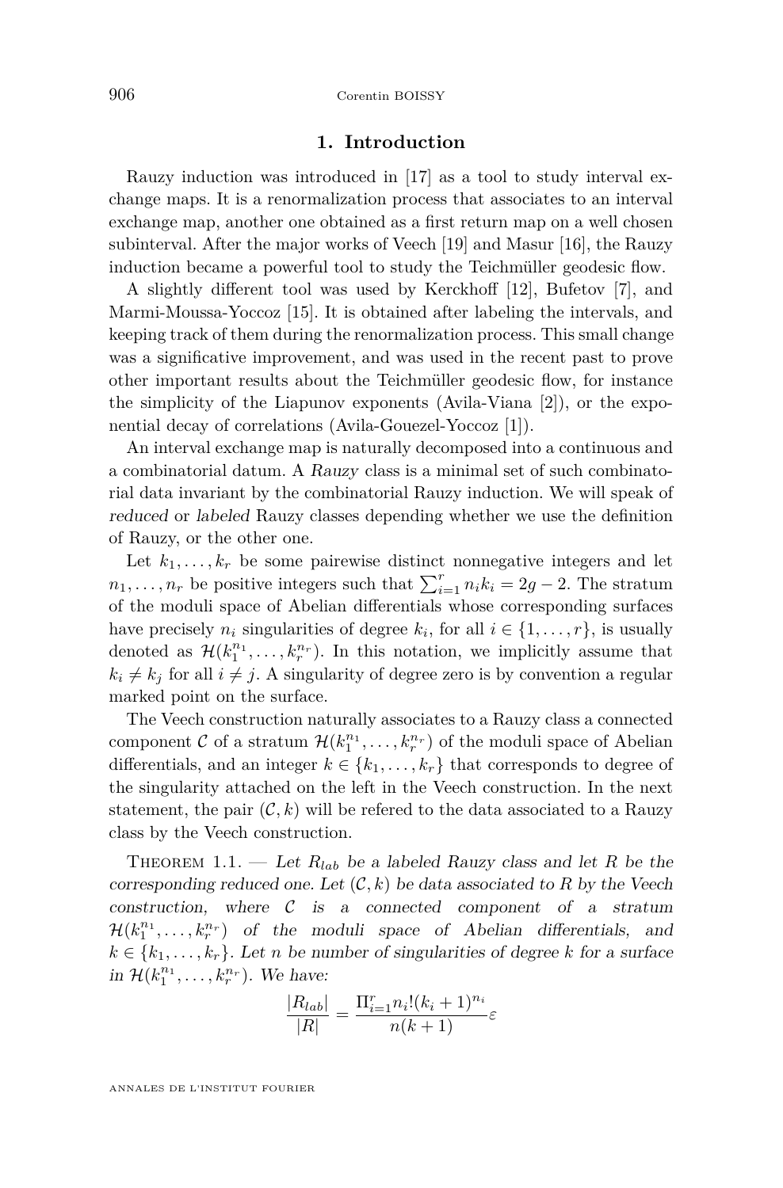## 1. Introduction

Rauzy induction was introduced in [17] as a tool to study interval exchange maps. It is a renormalization process that associates to an interval exchange map, another one obtained as a first return map on a well chosen subinterval. After the major works of Veech [19] and Masur [16], the Rauzy induction became a powerful tool to study the Teichmüller geodesic flow.

A slightly different tool was used by Kerckhoff [12], Bufetov [7], and Marmi-Moussa-Yoccoz [15]. It is obtained after labeling the intervals, and keeping track of them during the renormalization process. This small change was a significative improvement, and was used in the recent past to prove other important results about the Teichmüller geodesic flow, for instance the simplicity of the Liapunov exponents (Avila-Viana [2]), or the exponential decay of correlations (Avila-Gouezel-Yoccoz [1]).

An interval exchange map is naturally decomposed into a continuous and a combinatorial datum. A *Rauzy* class is a minimal set of such combinatorial data invariant by the combinatorial Rauzy induction. We will speak of *reduced* or *labeled* Rauzy classes depending whether we use the definition of Rauzy, or the other one.

Let $k_1,\dots,k_r$ be some pairewise distinct nonnegative integers and let $n_1,\dots,n_r$ be positive integers such that $\sum_{i=1}^r n_ik_i = 2g-2$. The stratum of the moduli space of Abelian differentials whose corresponding surfaces have precisely $n_i$ singularities of degree $k_i$, for all $i\in\{1,\dots,r\}$, is usually denoted as $\mathcal{H}(k_1^{n_1},\dots,k_r^{n_r})$. In this notation, we implicitly assume that $k_i\neq k_j$ for all $i\neq j$. A singularity of degree zero is by convention a regular marked point on the surface.

The Veech construction naturally associates to a Rauzy class a connected component $\mathcal{C}$ of a stratum $\mathcal{H}(k_1^{n_1},\dots,k_r^{n_r})$ of the moduli space of Abelian differentials, and an integer $k\in\{k_1,\dots,k_r\}$ that corresponds to degree of the singularity attached on the left in the Veech construction. In the next statement, the pair $(\mathcal{C},k)$ will be refered to the data associated to a Rauzy class by the Veech construction.

Theorem 1.1. — *Let $R_{lab}$ be a labeled Rauzy class and let $R$ be the corresponding reduced one. Let $(\mathcal{C},k)$ be data associated to $R$ by the Veech construction, where $\mathcal{C}$ is a connected component of a stratum $\mathcal{H}(k_1^{n_1},\dots,k_r^{n_r})$ of the moduli space of Abelian differentials, and $k\in\{k_1,\dots,k_r\}$. Let $n$ be number of singularities of degree $k$ for a surface in $\mathcal{H}(k_1^{n_1},\dots,k_r^{n_r})$. We have:*

$$\frac{|R_{lab}|}{|R|} = \frac{\Pi_{i=1}^r n_i!(k_i+1)^{n_i}}{n(k+1)}\varepsilon$$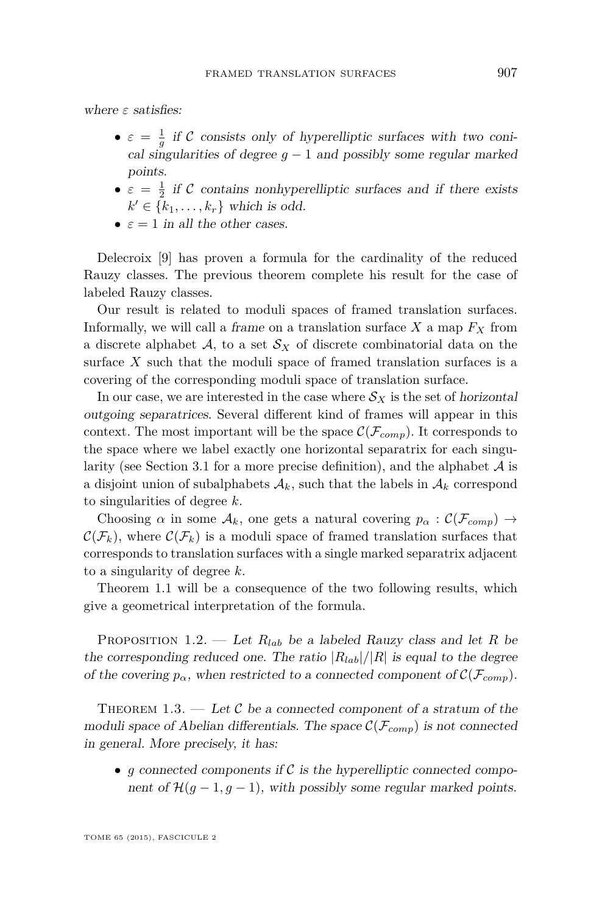*where $\varepsilon$ satisfies:*

- $\varepsilon = \frac{1}{g}$ *if $\mathcal{C}$ consists only of hyperelliptic surfaces with two conical singularities of degree $g-1$ and possibly some regular marked points.*
- $\varepsilon = \frac{1}{2}$ *if $\mathcal{C}$ contains nonhyperelliptic surfaces and if there exists $k' \in \{k_1, \ldots, k_r\}$ which is odd.*
- $\varepsilon = 1$ *in all the other cases.*

Delecroix [9] has proven a formula for the cardinality of the reduced Rauzy classes. The previous theorem complete his result for the case of labeled Rauzy classes.

Our result is related to moduli spaces of framed translation surfaces. Informally, we will call a *frame* on a translation surface $X$ a map $F_X$ from a discrete alphabet $\mathcal{A}$, to a set $\mathcal{S}_X$ of discrete combinatorial data on the surface $X$ such that the moduli space of framed translation surfaces is a covering of the corresponding moduli space of translation surface.

In our case, we are interested in the case where $\mathcal{S}_X$ is the set of *horizontal outgoing separatrices*. Several different kind of frames will appear in this context. The most important will be the space $\mathcal{C}(\mathcal{F}_{comp})$. It corresponds to the space where we label exactly one horizontal separatrix for each singularity (see Section 3.1 for a more precise definition), and the alphabet $\mathcal{A}$ is a disjoint union of subalphabets $\mathcal{A}_k$, such that the labels in $\mathcal{A}_k$ correspond to singularities of degree $k$.

Choosing $\alpha$ in some $\mathcal{A}_k$, one gets a natural covering $p_\alpha : \mathcal{C}(\mathcal{F}_{comp}) \to \mathcal{C}(\mathcal{F}_k)$, where $\mathcal{C}(\mathcal{F}_k)$ is a moduli space of framed translation surfaces that corresponds to translation surfaces with a single marked separatrix adjacent to a singularity of degree $k$.

Theorem 1.1 will be a consequence of the two following results, which give a geometrical interpretation of the formula.

Proposition 1.2. — *Let $R_{lab}$ be a labeled Rauzy class and let $R$ be the corresponding reduced one. The ratio $|R_{lab}|/|R|$ is equal to the degree of the covering $p_\alpha$, when restricted to a connected component of $\mathcal{C}(\mathcal{F}_{comp})$.*

Theorem 1.3. — *Let $\mathcal{C}$ be a connected component of a stratum of the moduli space of Abelian differentials. The space $\mathcal{C}(\mathcal{F}_{comp})$ is not connected in general. More precisely, it has:*

- *$g$ connected components if $\mathcal{C}$ is the hyperelliptic connected component of $\mathcal{H}(g-1, g-1)$, with possibly some regular marked points.*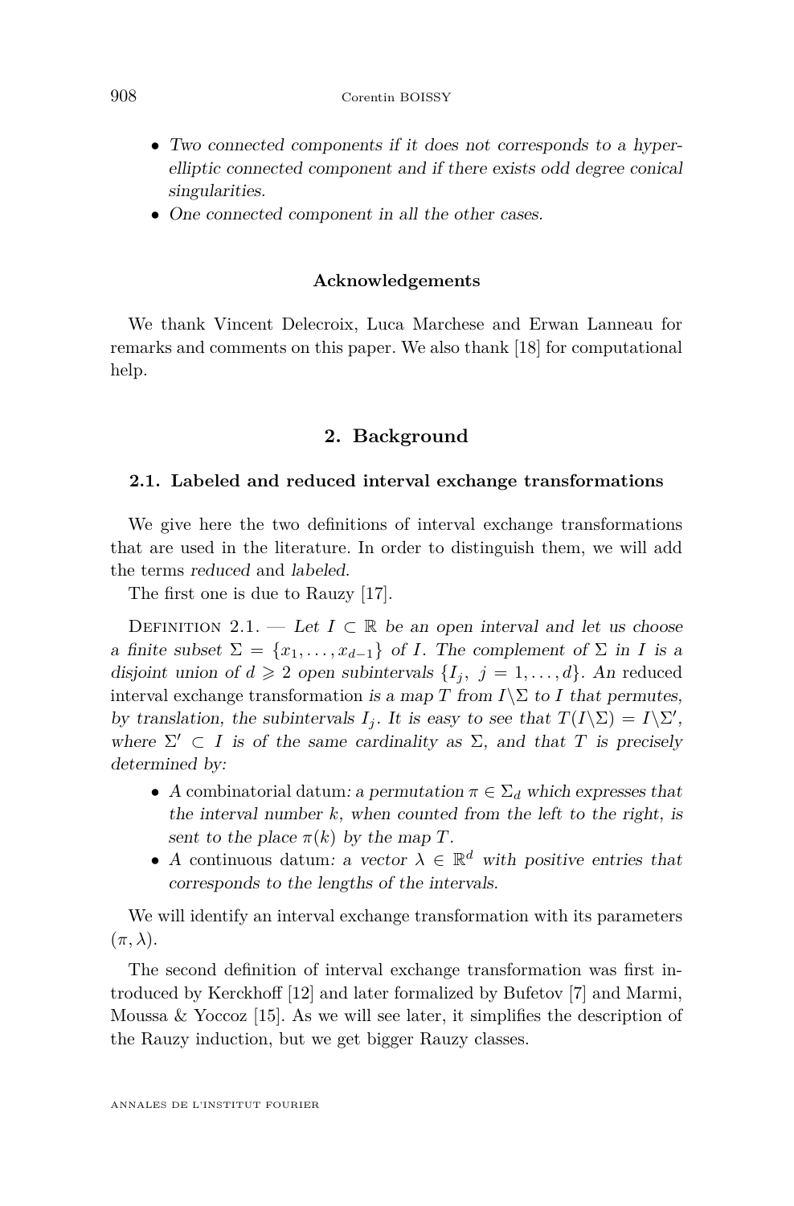- *Two connected components if it does not corresponds to a hyperelliptic connected component and if there exists odd degree conical singularities.*
- *One connected component in all the other cases.*

### Acknowledgements

We thank Vincent Delecroix, Luca Marchese and Erwan Lanneau for remarks and comments on this paper. We also thank [18] for computational help.

## 2. Background

### 2.1. Labeled and reduced interval exchange transformations

We give here the two definitions of interval exchange transformations that are used in the literature. In order to distinguish them, we will add the terms *reduced* and *labeled*.

The first one is due to Rauzy [17].

Definition 2.1. — *Let $I \subset \mathbb{R}$ be an open interval and let us choose a finite subset $\Sigma = \{x_1, \ldots, x_{d-1}\}$ of $I$. The complement of $\Sigma$ in $I$ is a disjoint union of $d \geqslant 2$ open subintervals $\{I_j,\ j = 1, \ldots, d\}$. An* reduced interval exchange transformation *is a map $T$ from $I \backslash \Sigma$ to $I$ that permutes, by translation, the subintervals $I_j$. It is easy to see that $T(I\backslash\Sigma) = I\backslash\Sigma'$, where $\Sigma' \subset I$ is of the same cardinality as $\Sigma$, and that $T$ is precisely determined by:*

- *A* combinatorial datum*: a permutation $\pi \in \Sigma_d$ which expresses that the interval number $k$, when counted from the left to the right, is sent to the place $\pi(k)$ by the map $T$.*
- *A* continuous datum*: a vector $\lambda \in \mathbb{R}^d$ with positive entries that corresponds to the lengths of the intervals.*

We will identify an interval exchange transformation with its parameters $(\pi, \lambda)$.

The second definition of interval exchange transformation was first introduced by Kerckhoff [12] and later formalized by Bufetov [7] and Marmi, Moussa & Yoccoz [15]. As we will see later, it simplifies the description of the Rauzy induction, but we get bigger Rauzy classes.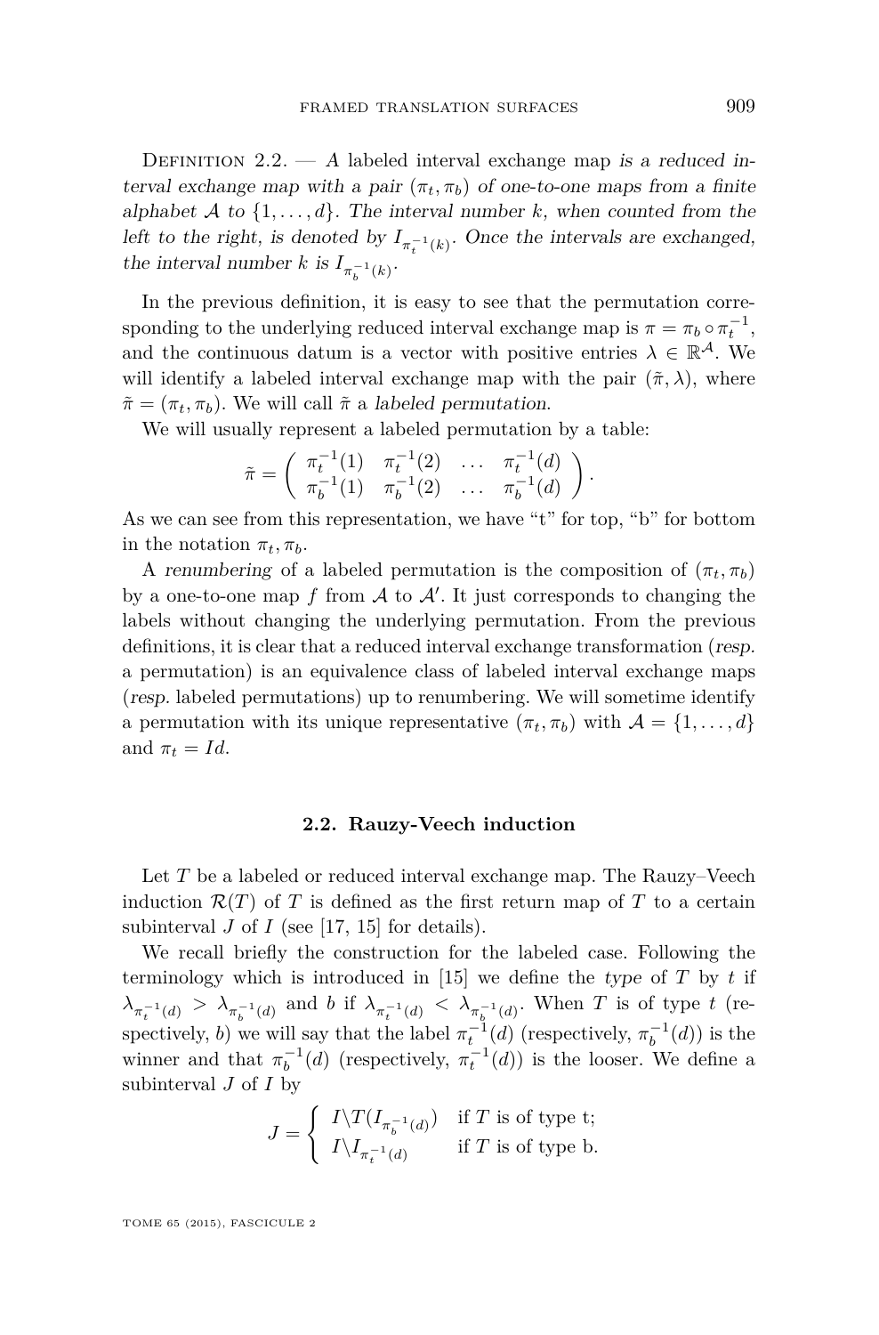Definition 2.2. — *A* labeled interval exchange map *is a reduced interval exchange map with a pair $(\pi_t, \pi_b)$ of one-to-one maps from a finite alphabet $\mathcal{A}$ to $\{1, \ldots, d\}$. The interval number $k$, when counted from the left to the right, is denoted by $I_{\pi_t^{-1}(k)}$. Once the intervals are exchanged, the interval number $k$ is $I_{\pi_b^{-1}(k)}$.*

In the previous definition, it is easy to see that the permutation corresponding to the underlying reduced interval exchange map is $\pi = \pi_b \circ \pi_t^{-1}$, and the continuous datum is a vector with positive entries $\lambda \in \mathbb{R}^{\mathcal{A}}$. We will identify a labeled interval exchange map with the pair $(\tilde{\pi}, \lambda)$, where $\tilde{\pi} = (\pi_t, \pi_b)$. We will call $\tilde{\pi}$ a *labeled permutation*.

We will usually represent a labeled permutation by a table:

$$\tilde{\pi} = \begin{pmatrix} \pi_t^{-1}(1) & \pi_t^{-1}(2) & \ldots & \pi_t^{-1}(d) \\ \pi_b^{-1}(1) & \pi_b^{-1}(2) & \ldots & \pi_b^{-1}(d) \end{pmatrix}.$$

As we can see from this representation, we have "t" for top, "b" for bottom in the notation $\pi_t, \pi_b$.

A *renumbering* of a labeled permutation is the composition of $(\pi_t, \pi_b)$ by a one-to-one map $f$ from $\mathcal{A}$ to $\mathcal{A}'$. It just corresponds to changing the labels without changing the underlying permutation. From the previous definitions, it is clear that a reduced interval exchange transformation (*resp.* a permutation) is an equivalence class of labeled interval exchange maps (*resp.* labeled permutations) up to renumbering. We will sometime identify a permutation with its unique representative $(\pi_t, \pi_b)$ with $\mathcal{A} = \{1, \ldots, d\}$ and $\pi_t = Id$.

## 2.2. Rauzy-Veech induction

Let $T$ be a labeled or reduced interval exchange map. The Rauzy–Veech induction $\mathcal{R}(T)$ of $T$ is defined as the first return map of $T$ to a certain subinterval $J$ of $I$ (see [17, 15] for details).

We recall briefly the construction for the labeled case. Following the terminology which is introduced in [15] we define the *type* of $T$ by $t$ if $\lambda_{\pi_t^{-1}(d)} > \lambda_{\pi_b^{-1}(d)}$ and $b$ if $\lambda_{\pi_t^{-1}(d)} < \lambda_{\pi_b^{-1}(d)}$. When $T$ is of type $t$ (respectively, $b$) we will say that the label $\pi_t^{-1}(d)$ (respectively, $\pi_b^{-1}(d)$) is the winner and that $\pi_b^{-1}(d)$ (respectively, $\pi_t^{-1}(d)$) is the looser. We define a subinterval $J$ of $I$ by

$$J = \begin{cases} I \backslash T(I_{\pi_b^{-1}(d)}) & \text{if } T \text{ is of type t;} \\ I \backslash I_{\pi_t^{-1}(d)} & \text{if } T \text{ is of type b.} \end{cases}$$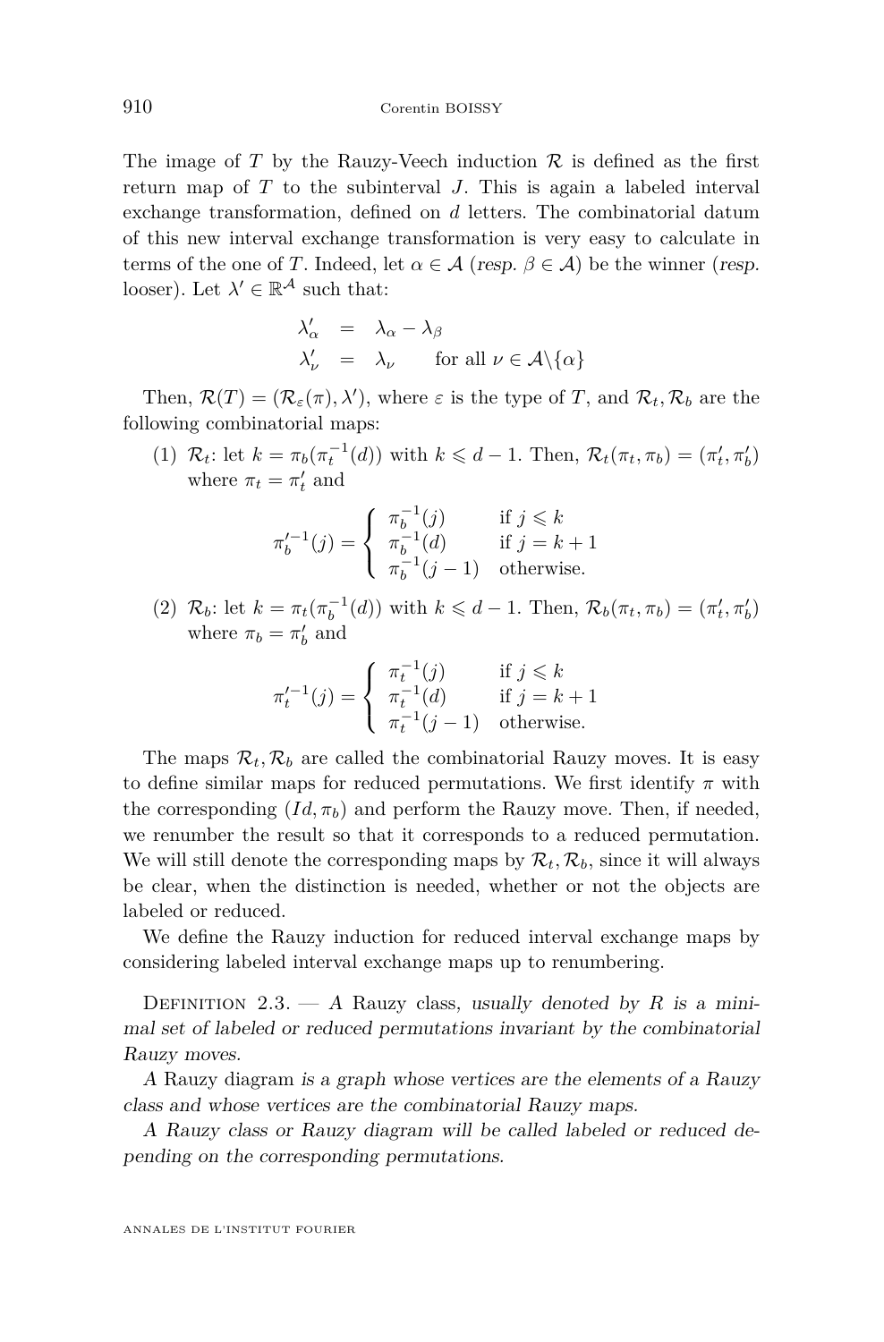The image of $T$ by the Rauzy-Veech induction $\mathcal{R}$ is defined as the first return map of $T$ to the subinterval $J$. This is again a labeled interval exchange transformation, defined on $d$ letters. The combinatorial datum of this new interval exchange transformation is very easy to calculate in terms of the one of $T$. Indeed, let $\alpha \in \mathcal{A}$ (*resp.* $\beta \in \mathcal{A}$) be the winner (*resp.* looser). Let $\lambda' \in \mathbb{R}^{\mathcal{A}}$ such that:

$$
\begin{array}{rcll}
\lambda'_\alpha & = & \lambda_\alpha - \lambda_\beta & \\
\lambda'_\nu & = & \lambda_\nu & \text{for all } \nu \in \mathcal{A}\backslash\{\alpha\}
\end{array}
$$

Then, $\mathcal{R}(T) = (\mathcal{R}_\varepsilon(\pi), \lambda')$, where $\varepsilon$ is the type of $T$, and $\mathcal{R}_t, \mathcal{R}_b$ are the following combinatorial maps:

(1) $\mathcal{R}_t$: let $k = \pi_b(\pi_t^{-1}(d))$ with $k \leqslant d-1$. Then, $\mathcal{R}_t(\pi_t, \pi_b) = (\pi'_t, \pi'_b)$ where $\pi_t = \pi'_t$ and

$$
\pi_b'^{-1}(j) = \begin{cases} \pi_b^{-1}(j) & \text{if } j \leqslant k \\ \pi_b^{-1}(d) & \text{if } j = k+1 \\ \pi_b^{-1}(j-1) & \text{otherwise.} \end{cases}
$$

(2) $\mathcal{R}_b$: let $k = \pi_t(\pi_b^{-1}(d))$ with $k \leqslant d-1$. Then, $\mathcal{R}_b(\pi_t, \pi_b) = (\pi'_t, \pi'_b)$ where $\pi_b = \pi'_b$ and

$$
\pi_t'^{-1}(j) = \begin{cases} \pi_t^{-1}(j) & \text{if } j \leqslant k \\ \pi_t^{-1}(d) & \text{if } j = k+1 \\ \pi_t^{-1}(j-1) & \text{otherwise.} \end{cases}
$$

The maps $\mathcal{R}_t, \mathcal{R}_b$ are called the combinatorial Rauzy moves. It is easy to define similar maps for reduced permutations. We first identify $\pi$ with the corresponding $(Id, \pi_b)$ and perform the Rauzy move. Then, if needed, we renumber the result so that it corresponds to a reduced permutation. We will still denote the corresponding maps by $\mathcal{R}_t, \mathcal{R}_b$, since it will always be clear, when the distinction is needed, whether or not the objects are labeled or reduced.

We define the Rauzy induction for reduced interval exchange maps by considering labeled interval exchange maps up to renumbering.

Definition 2.3. — *A* Rauzy class, *usually denoted by $R$ is a minimal set of labeled or reduced permutations invariant by the combinatorial Rauzy moves.*

*A* Rauzy diagram *is a graph whose vertices are the elements of a Rauzy class and whose vertices are the combinatorial Rauzy maps.*

*A Rauzy class or Rauzy diagram will be called labeled or reduced depending on the corresponding permutations.*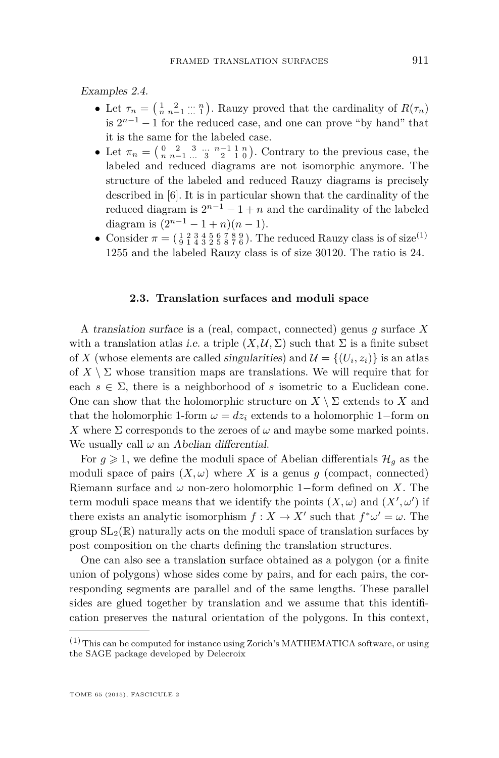*Examples 2.4.*

- Let $\tau_n = \left(\begin{smallmatrix} 1 & 2 & \dots & n \\ n & n-1 & \dots & 1 \end{smallmatrix}\right)$. Rauzy proved that the cardinality of $R(\tau_n)$ is $2^{n-1}-1$ for the reduced case, and one can prove "by hand" that it is the same for the labeled case.
- Let $\pi_n = \left(\begin{smallmatrix} 0 & 2 & 3 & \dots & n-1 & 1 & n \\ n & n-1 & \dots & 3 & 2 & 1 & 0 \end{smallmatrix}\right)$. Contrary to the previous case, the labeled and reduced diagrams are not isomorphic anymore. The structure of the labeled and reduced Rauzy diagrams is precisely described in [6]. It is in particular shown that the cardinality of the reduced diagram is $2^{n-1}-1+n$ and the cardinality of the labeled diagram is $(2^{n-1}-1+n)(n-1)$.
- Consider $\pi = \left(\begin{smallmatrix} 1 & 2 & 3 & 4 & 5 & 6 & 7 & 8 & 9 \\ 9 & 1 & 4 & 3 & 2 & 5 & 8 & 7 & 6 \end{smallmatrix}\right)$. The reduced Rauzy class is of size[(1)] 1255 and the labeled Rauzy class is of size 30120. The ratio is 24.

### 2.3. Translation surfaces and moduli space

A *translation surface* is a (real, compact, connected) genus $g$ surface $X$ with a translation atlas *i.e.* a triple $(X, \mathcal{U}, \Sigma)$ such that $\Sigma$ is a finite subset of $X$ (whose elements are called *singularities*) and $\mathcal{U} = \{(U_i, z_i)\}$ is an atlas of $X \setminus \Sigma$ whose transition maps are translations. We will require that for each $s \in \Sigma$, there is a neighborhood of $s$ isometric to a Euclidean cone. One can show that the holomorphic structure on $X \setminus \Sigma$ extends to $X$ and that the holomorphic 1-form $\omega = dz_i$ extends to a holomorphic 1−form on $X$ where $\Sigma$ corresponds to the zeroes of $\omega$ and maybe some marked points. We usually call $\omega$ an *Abelian differential*.

For $g \geqslant 1$, we define the moduli space of Abelian differentials $\mathcal{H}_g$ as the moduli space of pairs $(X, \omega)$ where $X$ is a genus $g$ (compact, connected) Riemann surface and $\omega$ non-zero holomorphic 1−form defined on $X$. The term moduli space means that we identify the points $(X, \omega)$ and $(X', \omega')$ if there exists an analytic isomorphism $f : X \to X'$ such that $f^*\omega' = \omega$. The group $\mathrm{SL}_2(\mathbb{R})$ naturally acts on the moduli space of translation surfaces by post composition on the charts defining the translation structures.

One can also see a translation surface obtained as a polygon (or a finite union of polygons) whose sides come by pairs, and for each pairs, the corresponding segments are parallel and of the same lengths. These parallel sides are glued together by translation and we assume that this identification preserves the natural orientation of the polygons. In this context,

---

(1) This can be computed for instance using Zorich's MATHEMATICA software, or using the SAGE package developed by Delecroix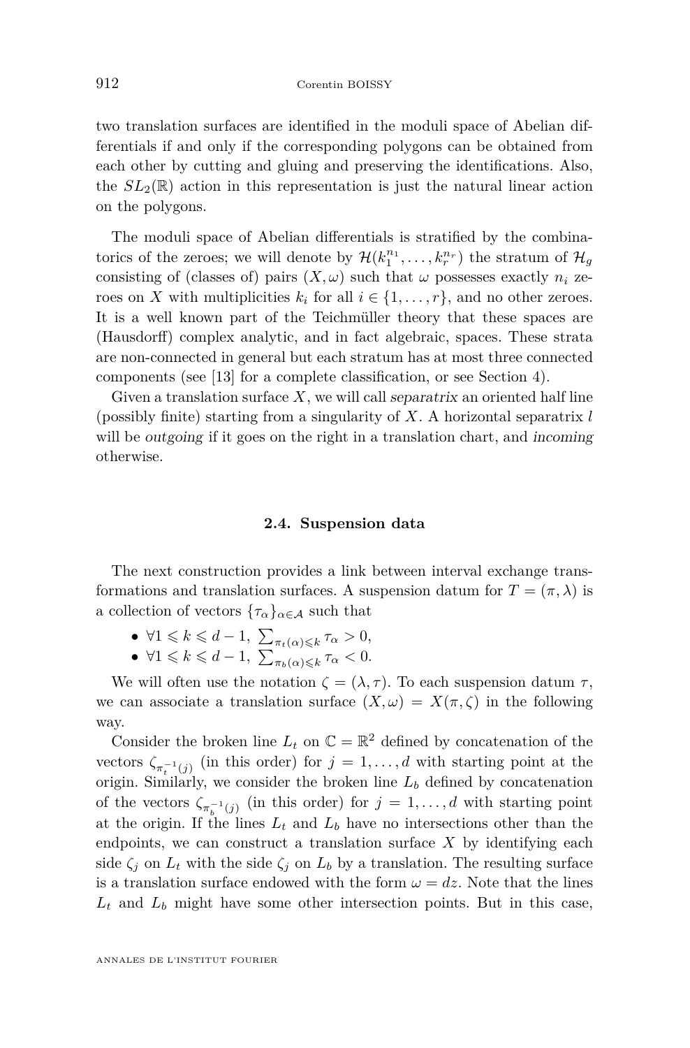two translation surfaces are identified in the moduli space of Abelian differentials if and only if the corresponding polygons can be obtained from each other by cutting and gluing and preserving the identifications. Also, the $SL_2(\mathbb{R})$ action in this representation is just the natural linear action on the polygons.

The moduli space of Abelian differentials is stratified by the combinatorics of the zeroes; we will denote by $\mathcal{H}(k_1^{n_1}, \dots, k_r^{n_r})$ the stratum of $\mathcal{H}_g$ consisting of (classes of) pairs $(X, \omega)$ such that $\omega$ possesses exactly $n_i$ zeroes on $X$ with multiplicities $k_i$ for all $i \in \{1, \dots, r\}$, and no other zeroes. It is a well known part of the Teichmüller theory that these spaces are (Hausdorff) complex analytic, and in fact algebraic, spaces. These strata are non-connected in general but each stratum has at most three connected components (see [13] for a complete classification, or see Section 4).

Given a translation surface $X$, we will call *separatrix* an oriented half line (possibly finite) starting from a singularity of $X$. A horizontal separatrix $l$ will be *outgoing* if it goes on the right in a translation chart, and *incoming* otherwise.

### 2.4. Suspension data

The next construction provides a link between interval exchange transformations and translation surfaces. A suspension datum for $T = (\pi, \lambda)$ is a collection of vectors $\{\tau_\alpha\}_{\alpha \in \mathcal{A}}$ such that

- $\forall 1 \leqslant k \leqslant d-1,\ \sum_{\pi_t(\alpha) \leqslant k} \tau_\alpha > 0$,
- $\forall 1 \leqslant k \leqslant d-1,\ \sum_{\pi_b(\alpha) \leqslant k} \tau_\alpha < 0$.

We will often use the notation $\zeta = (\lambda, \tau)$. To each suspension datum $\tau$, we can associate a translation surface $(X, \omega) = X(\pi, \zeta)$ in the following way.

Consider the broken line $L_t$ on $\mathbb{C} = \mathbb{R}^2$ defined by concatenation of the vectors $\zeta_{\pi_t^{-1}(j)}$ (in this order) for $j = 1, \dots, d$ with starting point at the origin. Similarly, we consider the broken line $L_b$ defined by concatenation of the vectors $\zeta_{\pi_b^{-1}(j)}$ (in this order) for $j = 1, \dots, d$ with starting point at the origin. If the lines $L_t$ and $L_b$ have no intersections other than the endpoints, we can construct a translation surface $X$ by identifying each side $\zeta_j$ on $L_t$ with the side $\zeta_j$ on $L_b$ by a translation. The resulting surface is a translation surface endowed with the form $\omega = dz$. Note that the lines $L_t$ and $L_b$ might have some other intersection points. But in this case,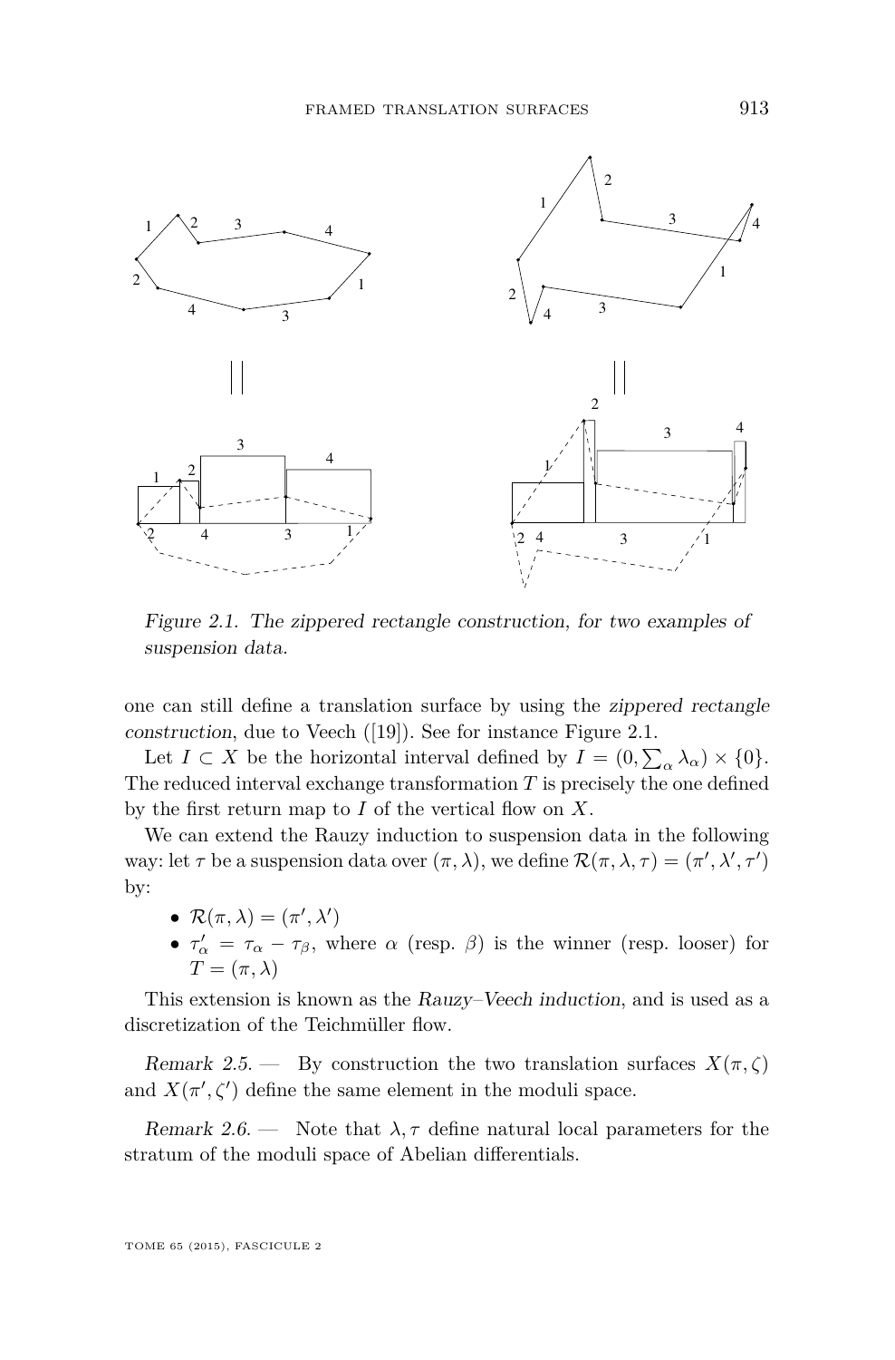Figure 2.1. The zippered rectangle construction, for two examples of suspension data.

one can still define a translation surface by using the *zippered rectangle construction*, due to Veech ([19]). See for instance Figure 2.1.

Let $I \subset X$ be the horizontal interval defined by $I = (0, \sum_\alpha \lambda_\alpha) \times \{0\}$. The reduced interval exchange transformation $T$ is precisely the one defined by the first return map to $I$ of the vertical flow on $X$.

We can extend the Rauzy induction to suspension data in the following way: let $\tau$ be a suspension data over $(\pi, \lambda)$, we define $\mathcal{R}(\pi, \lambda, \tau) = (\pi', \lambda', \tau')$ by:

- $\mathcal{R}(\pi, \lambda) = (\pi', \lambda')$
- $\tau'_\alpha = \tau_\alpha - \tau_\beta$, where $\alpha$ (resp. $\beta$) is the winner (resp. looser) for $T = (\pi, \lambda)$

This extension is known as the *Rauzy–Veech induction*, and is used as a discretization of the Teichmüller flow.

*Remark 2.5.* — By construction the two translation surfaces $X(\pi, \zeta)$ and $X(\pi', \zeta')$ define the same element in the moduli space.

*Remark 2.6.* — Note that $\lambda, \tau$ define natural local parameters for the stratum of the moduli space of Abelian differentials.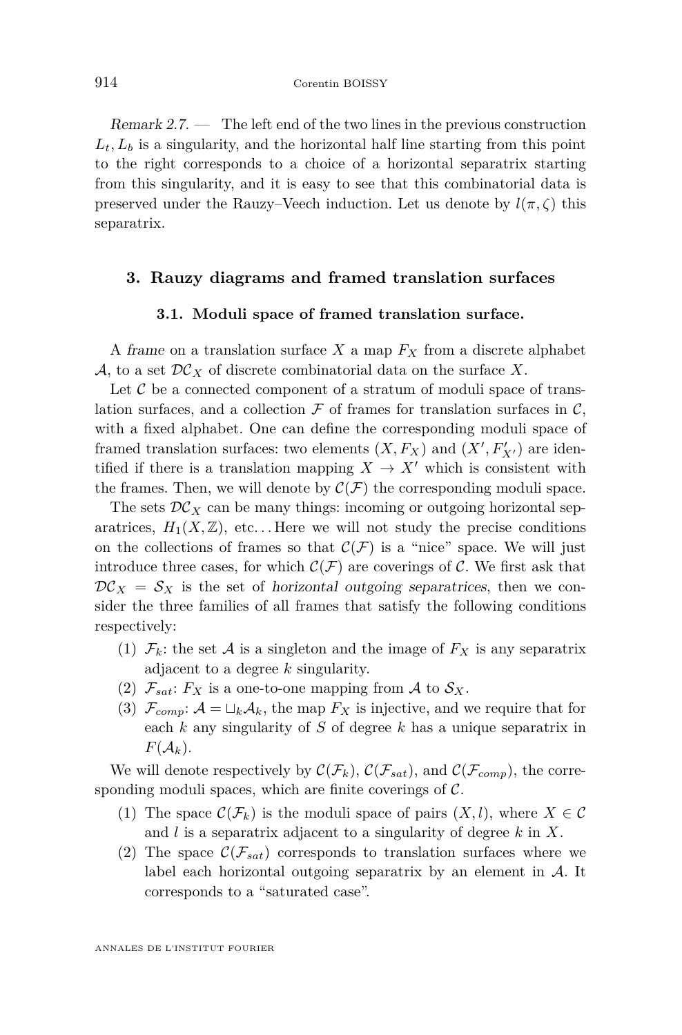*Remark 2.7.* — The left end of the two lines in the previous construction $L_t, L_b$ is a singularity, and the horizontal half line starting from this point to the right corresponds to a choice of a horizontal separatrix starting from this singularity, and it is easy to see that this combinatorial data is preserved under the Rauzy–Veech induction. Let us denote by $l(\pi, \zeta)$ this separatrix.

## 3. Rauzy diagrams and framed translation surfaces

### 3.1. Moduli space of framed translation surface.

A *frame* on a translation surface $X$ a map $F_X$ from a discrete alphabet $\mathcal{A}$, to a set $\mathcal{DC}_X$ of discrete combinatorial data on the surface $X$.

Let $\mathcal{C}$ be a connected component of a stratum of moduli space of translation surfaces, and a collection $\mathcal{F}$ of frames for translation surfaces in $\mathcal{C}$, with a fixed alphabet. One can define the corresponding moduli space of framed translation surfaces: two elements $(X, F_X)$ and $(X', F'_{X'})$ are identified if there is a translation mapping $X \to X'$ which is consistent with the frames. Then, we will denote by $\mathcal{C}(\mathcal{F})$ the corresponding moduli space.

The sets $\mathcal{DC}_X$ can be many things: incoming or outgoing horizontal separatrices, $H_1(X, \mathbb{Z})$, etc... Here we will not study the precise conditions on the collections of frames so that $\mathcal{C}(\mathcal{F})$ is a "nice" space. We will just introduce three cases, for which $\mathcal{C}(\mathcal{F})$ are coverings of $\mathcal{C}$. We first ask that $\mathcal{DC}_X = \mathcal{S}_X$ is the set of *horizontal outgoing separatrices*, then we consider the three families of all frames that satisfy the following conditions respectively:

1. $\mathcal{F}_k$: the set $\mathcal{A}$ is a singleton and the image of $F_X$ is any separatrix adjacent to a degree $k$ singularity.
2. $\mathcal{F}_{sat}$: $F_X$ is a one-to-one mapping from $\mathcal{A}$ to $\mathcal{S}_X$.
3. $\mathcal{F}_{comp}$: $\mathcal{A} = \sqcup_k \mathcal{A}_k$, the map $F_X$ is injective, and we require that for each $k$ any singularity of $S$ of degree $k$ has a unique separatrix in $F(\mathcal{A}_k)$.

We will denote respectively by $\mathcal{C}(\mathcal{F}_k)$, $\mathcal{C}(\mathcal{F}_{sat})$, and $\mathcal{C}(\mathcal{F}_{comp})$, the corresponding moduli spaces, which are finite coverings of $\mathcal{C}$.

1. The space $\mathcal{C}(\mathcal{F}_k)$ is the moduli space of pairs $(X, l)$, where $X \in \mathcal{C}$ and $l$ is a separatrix adjacent to a singularity of degree $k$ in $X$.
2. The space $\mathcal{C}(\mathcal{F}_{sat})$ corresponds to translation surfaces where we label each horizontal outgoing separatrix by an element in $\mathcal{A}$. It corresponds to a "saturated case".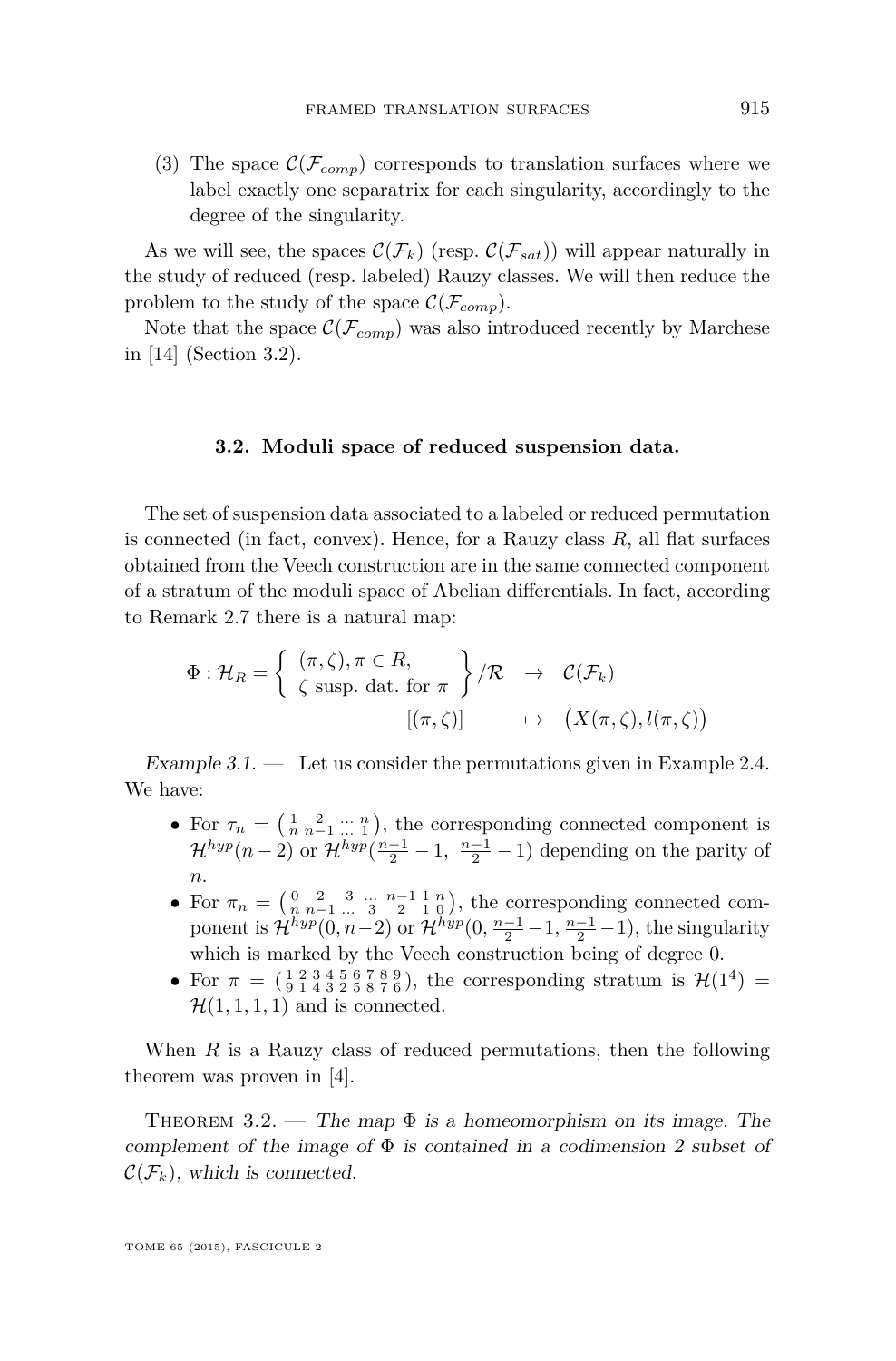(3) The space $\mathcal{C}(\mathcal{F}_{comp})$ corresponds to translation surfaces where we label exactly one separatrix for each singularity, accordingly to the degree of the singularity.

As we will see, the spaces $\mathcal{C}(\mathcal{F}_k)$ (resp. $\mathcal{C}(\mathcal{F}_{sat})$) will appear naturally in the study of reduced (resp. labeled) Rauzy classes. We will then reduce the problem to the study of the space $\mathcal{C}(\mathcal{F}_{comp})$.

Note that the space $\mathcal{C}(\mathcal{F}_{comp})$ was also introduced recently by Marchese in [14] (Section 3.2).

### 3.2. Moduli space of reduced suspension data.

The set of suspension data associated to a labeled or reduced permutation is connected (in fact, convex). Hence, for a Rauzy class $R$, all flat surfaces obtained from the Veech construction are in the same connected component of a stratum of the moduli space of Abelian differentials. In fact, according to Remark 2.7 there is a natural map:

$$\begin{array}{rccc}\Phi : \mathcal{H}_R = \left\{ \begin{array}{l} (\pi,\zeta), \pi \in R, \\ \zeta \text{ susp. dat. for } \pi \end{array} \right\} / \mathcal{R} & \to & \mathcal{C}(\mathcal{F}_k) \\ {[(\pi,\zeta)]} & \mapsto & \big(X(\pi,\zeta), l(\pi,\zeta)\big)\end{array}$$

*Example 3.1.* — Let us consider the permutations given in Example 2.4. We have:

- For $\tau_n = \left(\begin{smallmatrix} 1 & 2 & \dots & n \\ n & n-1 & \dots & 1 \end{smallmatrix}\right)$, the corresponding connected component is $\mathcal{H}^{hyp}(n-2)$ or $\mathcal{H}^{hyp}(\frac{n-1}{2}-1,\ \frac{n-1}{2}-1)$ depending on the parity of $n$.
- For $\pi_n = \left(\begin{smallmatrix} 0 & 2 & 3 & \dots & n-1 & 1 & n \\ n & n-1 & \dots & 3 & 2 & 1 & 0 \end{smallmatrix}\right)$, the corresponding connected component is $\mathcal{H}^{hyp}(0, n-2)$ or $\mathcal{H}^{hyp}(0, \frac{n-1}{2}-1, \frac{n-1}{2}-1)$, the singularity which is marked by the Veech construction being of degree 0.
- For $\pi = \left(\begin{smallmatrix} 1 & 2 & 3 & 4 & 5 & 6 & 7 & 8 & 9 \\ 9 & 1 & 4 & 3 & 2 & 5 & 8 & 7 & 6 \end{smallmatrix}\right)$, the corresponding stratum is $\mathcal{H}(1^4) = \mathcal{H}(1,1,1,1)$ and is connected.

When $R$ is a Rauzy class of reduced permutations, then the following theorem was proven in [4].

Theorem 3.2. — *The map $\Phi$ is a homeomorphism on its image. The complement of the image of $\Phi$ is contained in a codimension 2 subset of $\mathcal{C}(\mathcal{F}_k)$, which is connected.*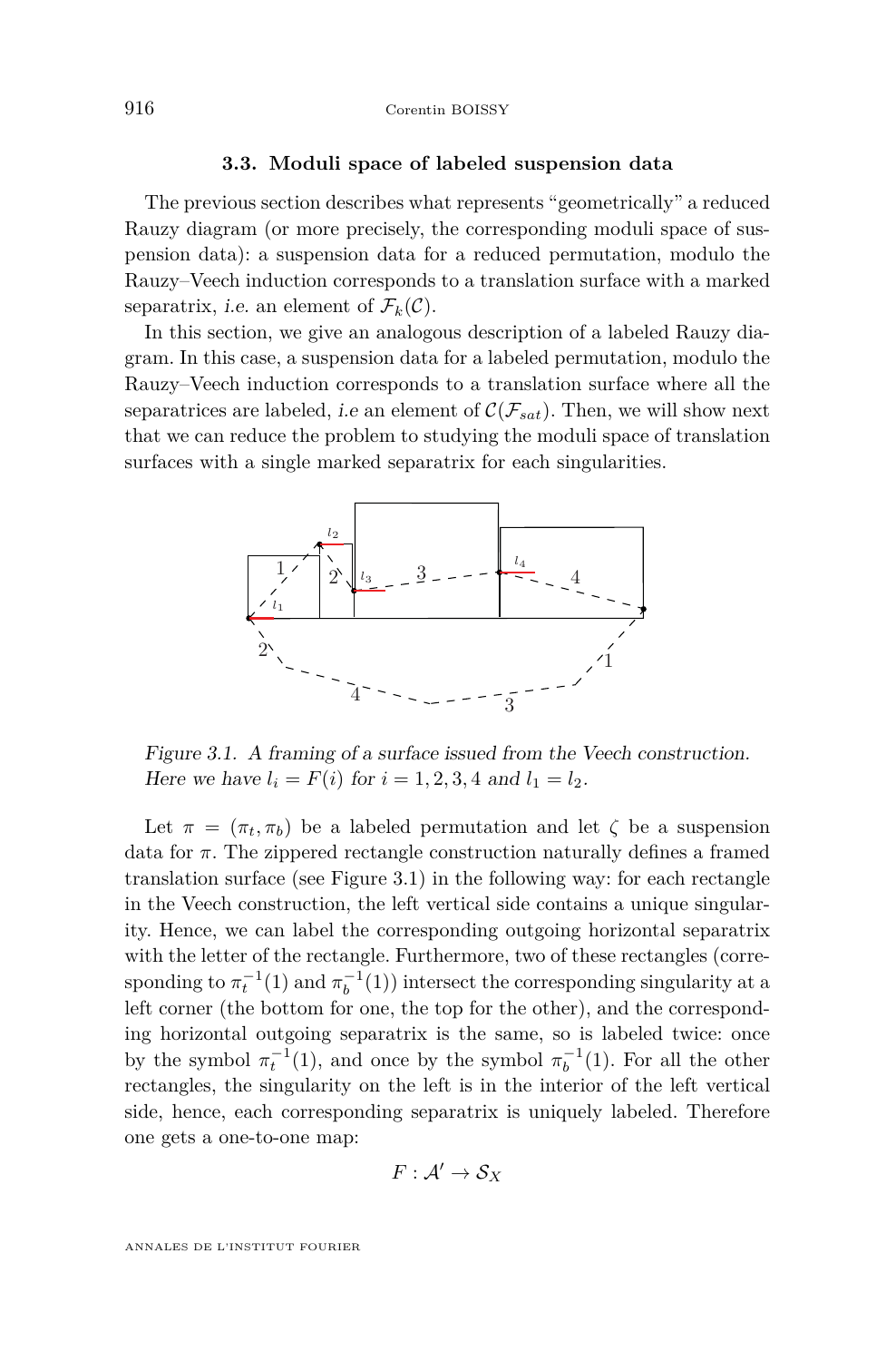### 3.3. Moduli space of labeled suspension data

The previous section describes what represents "geometrically" a reduced Rauzy diagram (or more precisely, the corresponding moduli space of suspension data): a suspension data for a reduced permutation, modulo the Rauzy–Veech induction corresponds to a translation surface with a marked separatrix, *i.e.* an element of $\mathcal{F}_k(\mathcal{C})$.

In this section, we give an analogous description of a labeled Rauzy diagram. In this case, a suspension data for a labeled permutation, modulo the Rauzy–Veech induction corresponds to a translation surface where all the separatrices are labeled, *i.e* an element of $\mathcal{C}(\mathcal{F}_{sat})$. Then, we will show next that we can reduce the problem to studying the moduli space of translation surfaces with a single marked separatrix for each singularities.

*Figure 3.1. A framing of a surface issued from the Veech construction. Here we have $l_i = F(i)$ for $i = 1, 2, 3, 4$ and $l_1 = l_2$.*

Let $\pi = (\pi_t, \pi_b)$ be a labeled permutation and let $\zeta$ be a suspension data for $\pi$. The zippered rectangle construction naturally defines a framed translation surface (see Figure 3.1) in the following way: for each rectangle in the Veech construction, the left vertical side contains a unique singularity. Hence, we can label the corresponding outgoing horizontal separatrix with the letter of the rectangle. Furthermore, two of these rectangles (corresponding to $\pi_t^{-1}(1)$ and $\pi_b^{-1}(1)$) intersect the corresponding singularity at a left corner (the bottom for one, the top for the other), and the corresponding horizontal outgoing separatrix is the same, so is labeled twice: once by the symbol $\pi_t^{-1}(1)$, and once by the symbol $\pi_b^{-1}(1)$. For all the other rectangles, the singularity on the left is in the interior of the left vertical side, hence, each corresponding separatrix is uniquely labeled. Therefore one gets a one-to-one map:

$$F : \mathcal{A}' \to \mathcal{S}_X$$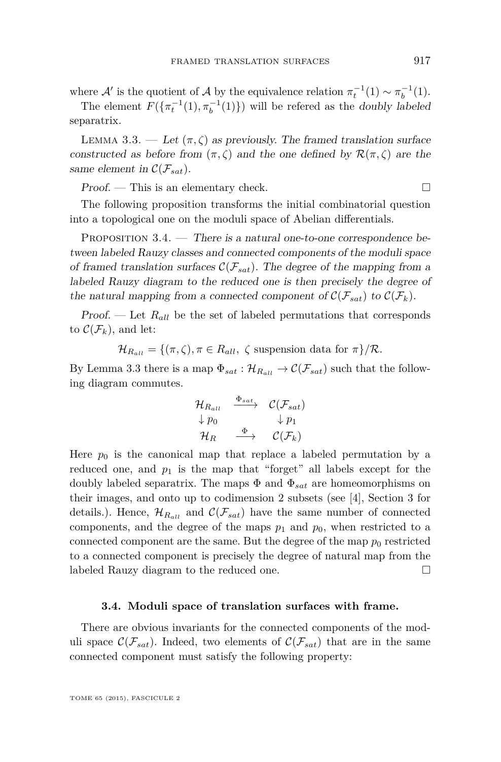where $\mathcal{A}'$ is the quotient of $\mathcal{A}$ by the equivalence relation $\pi_t^{-1}(1) \sim \pi_b^{-1}(1)$.

The element $F(\{\pi_t^{-1}(1), \pi_b^{-1}(1)\})$ will be refered as the *doubly labeled* separatrix.

Lemma 3.3. — *Let $(\pi, \zeta)$ as previously. The framed translation surface constructed as before from $(\pi, \zeta)$ and the one defined by $\mathcal{R}(\pi, \zeta)$ are the same element in $\mathcal{C}(\mathcal{F}_{sat})$.*

*Proof.* — This is an elementary check. □

The following proposition transforms the initial combinatorial question into a topological one on the moduli space of Abelian differentials.

Proposition 3.4. — *There is a natural one-to-one correspondence between labeled Rauzy classes and connected components of the moduli space of framed translation surfaces $\mathcal{C}(\mathcal{F}_{sat})$. The degree of the mapping from a labeled Rauzy diagram to the reduced one is then precisely the degree of the natural mapping from a connected component of $\mathcal{C}(\mathcal{F}_{sat})$ to $\mathcal{C}(\mathcal{F}_k)$.*

*Proof.* — Let $R_{all}$ be the set of labeled permutations that corresponds to $\mathcal{C}(\mathcal{F}_k)$, and let:

$$\mathcal{H}_{R_{all}} = \{(\pi, \zeta), \pi \in R_{all},\ \zeta \text{ suspension data for } \pi\}/\mathcal{R}.$$

By Lemma 3.3 there is a map $\Phi_{sat} : \mathcal{H}_{R_{all}} \to \mathcal{C}(\mathcal{F}_{sat})$ such that the following diagram commutes.

$$\begin{array}{ccc} \mathcal{H}_{R_{all}} & \xrightarrow{\Phi_{sat}} & \mathcal{C}(\mathcal{F}_{sat}) \\ \downarrow p_0 & & \downarrow p_1 \\ \mathcal{H}_R & \xrightarrow{\Phi} & \mathcal{C}(\mathcal{F}_k) \end{array}$$

Here $p_0$ is the canonical map that replace a labeled permutation by a reduced one, and $p_1$ is the map that "forget" all labels except for the doubly labeled separatrix. The maps $\Phi$ and $\Phi_{sat}$ are homeomorphisms on their images, and onto up to codimension 2 subsets (see [4], Section 3 for details.). Hence, $\mathcal{H}_{R_{all}}$ and $\mathcal{C}(\mathcal{F}_{sat})$ have the same number of connected components, and the degree of the maps $p_1$ and $p_0$, when restricted to a connected component are the same. But the degree of the map $p_0$ restricted to a connected component is precisely the degree of natural map from the labeled Rauzy diagram to the reduced one. □

### 3.4. Moduli space of translation surfaces with frame.

There are obvious invariants for the connected components of the moduli space $\mathcal{C}(\mathcal{F}_{sat})$. Indeed, two elements of $\mathcal{C}(\mathcal{F}_{sat})$ that are in the same connected component must satisfy the following property: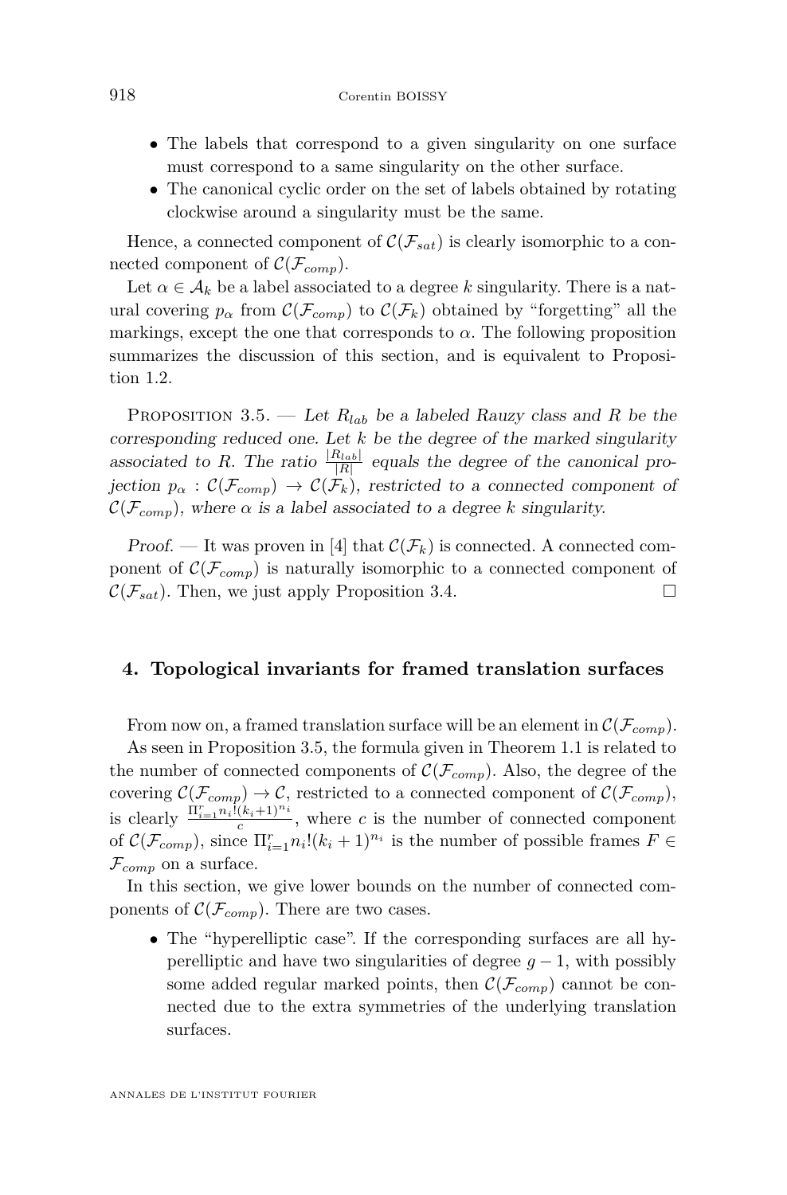- The labels that correspond to a given singularity on one surface must correspond to a same singularity on the other surface.
- The canonical cyclic order on the set of labels obtained by rotating clockwise around a singularity must be the same.

Hence, a connected component of $\mathcal{C}(\mathcal{F}_{sat})$ is clearly isomorphic to a connected component of $\mathcal{C}(\mathcal{F}_{comp})$.

Let $\alpha \in \mathcal{A}_k$ be a label associated to a degree $k$ singularity. There is a natural covering $p_\alpha$ from $\mathcal{C}(\mathcal{F}_{comp})$ to $\mathcal{C}(\mathcal{F}_k)$ obtained by "forgetting" all the markings, except the one that corresponds to $\alpha$. The following proposition summarizes the discussion of this section, and is equivalent to Proposition 1.2.

Proposition 3.5. — *Let $R_{lab}$ be a labeled Rauzy class and $R$ be the corresponding reduced one. Let $k$ be the degree of the marked singularity associated to $R$. The ratio $\frac{|R_{lab}|}{|R|}$ equals the degree of the canonical projection $p_\alpha : \mathcal{C}(\mathcal{F}_{comp}) \to \mathcal{C}(\mathcal{F}_k)$, restricted to a connected component of $\mathcal{C}(\mathcal{F}_{comp})$, where $\alpha$ is a label associated to a degree $k$ singularity.*

*Proof.* — It was proven in [4] that $\mathcal{C}(\mathcal{F}_k)$ is connected. A connected component of $\mathcal{C}(\mathcal{F}_{comp})$ is naturally isomorphic to a connected component of $\mathcal{C}(\mathcal{F}_{sat})$. Then, we just apply Proposition 3.4. □

## 4. Topological invariants for framed translation surfaces

From now on, a framed translation surface will be an element in $\mathcal{C}(\mathcal{F}_{comp})$.

As seen in Proposition 3.5, the formula given in Theorem 1.1 is related to the number of connected components of $\mathcal{C}(\mathcal{F}_{comp})$. Also, the degree of the covering $\mathcal{C}(\mathcal{F}_{comp}) \to \mathcal{C}$, restricted to a connected component of $\mathcal{C}(\mathcal{F}_{comp})$, is clearly $\frac{\Pi_{i=1}^r n_i!(k_i+1)^{n_i}}{c}$, where $c$ is the number of connected component of $\mathcal{C}(\mathcal{F}_{comp})$, since $\Pi_{i=1}^r n_i!(k_i+1)^{n_i}$ is the number of possible frames $F \in \mathcal{F}_{comp}$ on a surface.

In this section, we give lower bounds on the number of connected components of $\mathcal{C}(\mathcal{F}_{comp})$. There are two cases.

- The "hyperelliptic case". If the corresponding surfaces are all hyperelliptic and have two singularities of degree $g-1$, with possibly some added regular marked points, then $\mathcal{C}(\mathcal{F}_{comp})$ cannot be connected due to the extra symmetries of the underlying translation surfaces.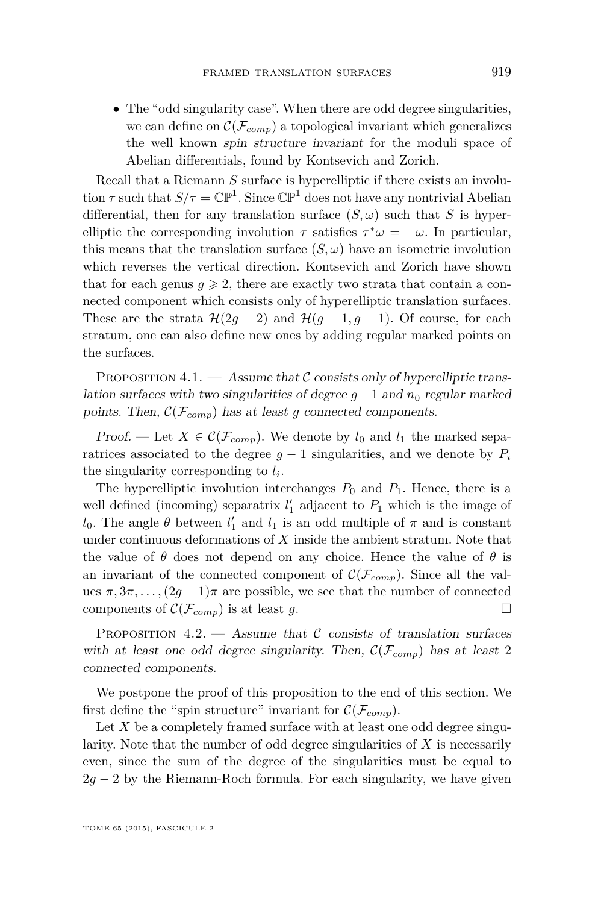- The "odd singularity case". When there are odd degree singularities, we can define on $\mathcal{C}(\mathcal{F}_{comp})$ a topological invariant which generalizes the well known *spin structure invariant* for the moduli space of Abelian differentials, found by Kontsevich and Zorich.

Recall that a Riemann $S$ surface is hyperelliptic if there exists an involution $\tau$ such that $S/\tau = \mathbb{CP}^1$. Since $\mathbb{CP}^1$ does not have any nontrivial Abelian differential, then for any translation surface $(S, \omega)$ such that $S$ is hyperelliptic the corresponding involution $\tau$ satisfies $\tau^*\omega = -\omega$. In particular, this means that the translation surface $(S, \omega)$ have an isometric involution which reverses the vertical direction. Kontsevich and Zorich have shown that for each genus $g \geqslant 2$, there are exactly two strata that contain a connected component which consists only of hyperelliptic translation surfaces. These are the strata $\mathcal{H}(2g-2)$ and $\mathcal{H}(g-1, g-1)$. Of course, for each stratum, one can also define new ones by adding regular marked points on the surfaces.

Proposition 4.1. — *Assume that $\mathcal{C}$ consists only of hyperelliptic translation surfaces with two singularities of degree $g-1$ and $n_0$ regular marked points. Then, $\mathcal{C}(\mathcal{F}_{comp})$ has at least $g$ connected components.*

*Proof.* — Let $X \in \mathcal{C}(\mathcal{F}_{comp})$. We denote by $l_0$ and $l_1$ the marked separatrices associated to the degree $g-1$ singularities, and we denote by $P_i$ the singularity corresponding to $l_i$.

The hyperelliptic involution interchanges $P_0$ and $P_1$. Hence, there is a well defined (incoming) separatrix $l_1'$ adjacent to $P_1$ which is the image of $l_0$. The angle $\theta$ between $l_1'$ and $l_1$ is an odd multiple of $\pi$ and is constant under continuous deformations of $X$ inside the ambient stratum. Note that the value of $\theta$ does not depend on any choice. Hence the value of $\theta$ is an invariant of the connected component of $\mathcal{C}(\mathcal{F}_{comp})$. Since all the values $\pi, 3\pi, \ldots, (2g-1)\pi$ are possible, we see that the number of connected components of $\mathcal{C}(\mathcal{F}_{comp})$ is at least $g$. □

Proposition 4.2. — *Assume that $\mathcal{C}$ consists of translation surfaces with at least one odd degree singularity. Then, $\mathcal{C}(\mathcal{F}_{comp})$ has at least 2 connected components.*

We postpone the proof of this proposition to the end of this section. We first define the "spin structure" invariant for $\mathcal{C}(\mathcal{F}_{comp})$.

Let $X$ be a completely framed surface with at least one odd degree singularity. Note that the number of odd degree singularities of $X$ is necessarily even, since the sum of the degree of the singularities must be equal to $2g-2$ by the Riemann-Roch formula. For each singularity, we have given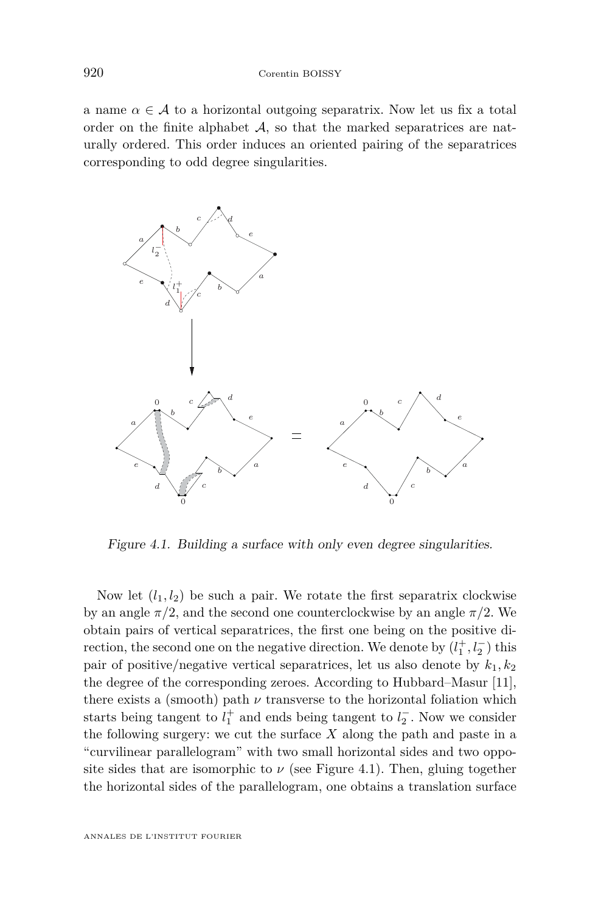a name $\alpha \in \mathcal{A}$ to a horizontal outgoing separatrix. Now let us fix a total order on the finite alphabet $\mathcal{A}$, so that the marked separatrices are naturally ordered. This order induces an oriented pairing of the separatrices corresponding to odd degree singularities.

*Figure 4.1. Building a surface with only even degree singularities.*

Now let $(l_1, l_2)$ be such a pair. We rotate the first separatrix clockwise by an angle $\pi/2$, and the second one counterclockwise by an angle $\pi/2$. We obtain pairs of vertical separatrices, the first one being on the positive direction, the second one on the negative direction. We denote by $(l_1^+, l_2^-)$ this pair of positive/negative vertical separatrices, let us also denote by $k_1, k_2$ the degree of the corresponding zeroes. According to Hubbard–Masur [11], there exists a (smooth) path $\nu$ transverse to the horizontal foliation which starts being tangent to $l_1^+$ and ends being tangent to $l_2^-$. Now we consider the following surgery: we cut the surface $X$ along the path and paste in a "curvilinear parallelogram" with two small horizontal sides and two opposite sides that are isomorphic to $\nu$ (see Figure 4.1). Then, gluing together the horizontal sides of the parallelogram, one obtains a translation surface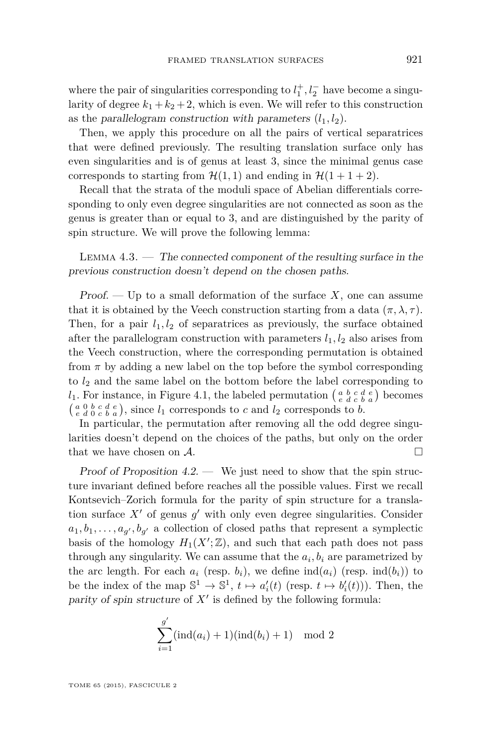where the pair of singularities corresponding to $l_1^+, l_2^-$ have become a singularity of degree $k_1+k_2+2$, which is even. We will refer to this construction as the *parallelogram construction with parameters* $(l_1, l_2)$.

Then, we apply this procedure on all the pairs of vertical separatrices that were defined previously. The resulting translation surface only has even singularities and is of genus at least 3, since the minimal genus case corresponds to starting from $\mathcal{H}(1,1)$ and ending in $\mathcal{H}(1+1+2)$.

Recall that the strata of the moduli space of Abelian differentials corresponding to only even degree singularities are not connected as soon as the genus is greater than or equal to 3, and are distinguished by the parity of spin structure. We will prove the following lemma:

Lemma 4.3. — *The connected component of the resulting surface in the previous construction doesn't depend on the chosen paths.*

*Proof.* — Up to a small deformation of the surface $X$, one can assume that it is obtained by the Veech construction starting from a data $(\pi, \lambda, \tau)$. Then, for a pair $l_1, l_2$ of separatrices as previously, the surface obtained after the parallelogram construction with parameters $l_1, l_2$ also arises from the Veech construction, where the corresponding permutation is obtained from $\pi$ by adding a new label on the top before the symbol corresponding to $l_2$ and the same label on the bottom before the label corresponding to $l_1$. For instance, in Figure 4.1, the labeled permutation $\left(\begin{smallmatrix} a & b & c & d & e \\ e & d & c & b & a \end{smallmatrix}\right)$ becomes $\left(\begin{smallmatrix} a & 0 & b & c & d & e \\ e & d & 0 & c & b & a \end{smallmatrix}\right)$, since $l_1$ corresponds to $c$ and $l_2$ corresponds to $b$.

In particular, the permutation after removing all the odd degree singularities doesn't depend on the choices of the paths, but only on the order that we have chosen on $\mathcal{A}$. □

*Proof of Proposition 4.2.* — We just need to show that the spin structure invariant defined before reaches all the possible values. First we recall Kontsevich–Zorich formula for the parity of spin structure for a translation surface $X'$ of genus $g'$ with only even degree singularities. Consider $a_1, b_1, \ldots, a_{g'}, b_{g'}$ a collection of closed paths that represent a symplectic basis of the homology $H_1(X';\mathbb{Z})$, and such that each path does not pass through any singularity. We can assume that the $a_i, b_i$ are parametrized by the arc length. For each $a_i$ (resp. $b_i$), we define $\operatorname{ind}(a_i)$ (resp. $\operatorname{ind}(b_i)$) to be the index of the map $\mathbb{S}^1 \to \mathbb{S}^1$, $t \mapsto a_i'(t)$ (resp. $t \mapsto b_i'(t)$)). Then, the *parity of spin structure* of $X'$ is defined by the following formula:

$$\sum_{i=1}^{g'} (\operatorname{ind}(a_i)+1)(\operatorname{ind}(b_i)+1) \mod 2$$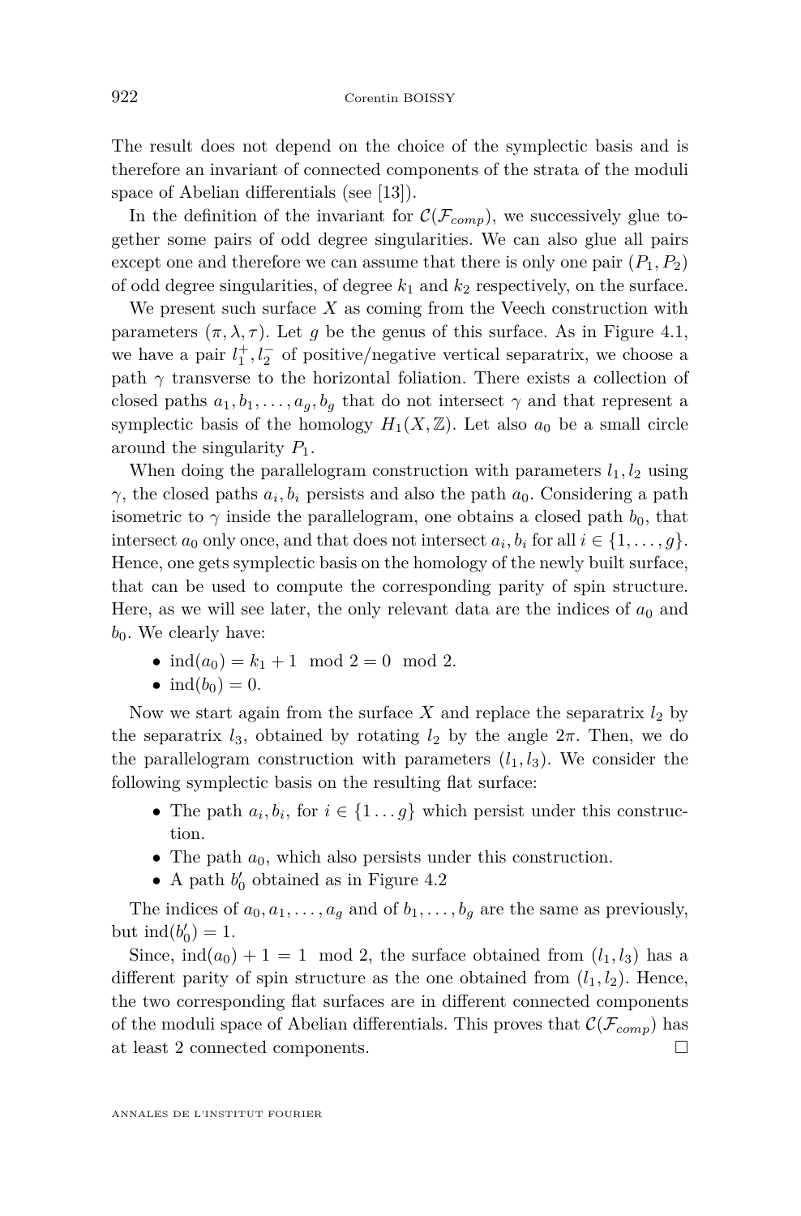The result does not depend on the choice of the symplectic basis and is therefore an invariant of connected components of the strata of the moduli space of Abelian differentials (see [13]).

In the definition of the invariant for $\mathcal{C}(\mathcal{F}_{comp})$, we successively glue together some pairs of odd degree singularities. We can also glue all pairs except one and therefore we can assume that there is only one pair $(P_1, P_2)$ of odd degree singularities, of degree $k_1$ and $k_2$ respectively, on the surface.

We present such surface $X$ as coming from the Veech construction with parameters $(\pi, \lambda, \tau)$. Let $g$ be the genus of this surface. As in Figure 4.1, we have a pair $l_1^+, l_2^-$ of positive/negative vertical separatrix, we choose a path $\gamma$ transverse to the horizontal foliation. There exists a collection of closed paths $a_1, b_1, \dots, a_g, b_g$ that do not intersect $\gamma$ and that represent a symplectic basis of the homology $H_1(X, \mathbb{Z})$. Let also $a_0$ be a small circle around the singularity $P_1$.

When doing the parallelogram construction with parameters $l_1, l_2$ using $\gamma$, the closed paths $a_i, b_i$ persists and also the path $a_0$. Considering a path isometric to $\gamma$ inside the parallelogram, one obtains a closed path $b_0$, that intersect $a_0$ only once, and that does not intersect $a_i, b_i$ for all $i \in \{1, \dots, g\}$. Hence, one gets symplectic basis on the homology of the newly built surface, that can be used to compute the corresponding parity of spin structure. Here, as we will see later, the only relevant data are the indices of $a_0$ and $b_0$. We clearly have:

- $\mathrm{ind}(a_0) = k_1 + 1 \mod 2 = 0 \mod 2$.
- $\mathrm{ind}(b_0) = 0$.

Now we start again from the surface $X$ and replace the separatrix $l_2$ by the separatrix $l_3$, obtained by rotating $l_2$ by the angle $2\pi$. Then, we do the parallelogram construction with parameters $(l_1, l_3)$. We consider the following symplectic basis on the resulting flat surface:

- The path $a_i, b_i$, for $i \in \{1 \dots g\}$ which persist under this construction.
- The path $a_0$, which also persists under this construction.
- A path $b_0'$ obtained as in Figure 4.2

The indices of $a_0, a_1, \dots, a_g$ and of $b_1, \dots, b_g$ are the same as previously, but $\mathrm{ind}(b_0') = 1$.

Since, $\mathrm{ind}(a_0) + 1 = 1 \mod 2$, the surface obtained from $(l_1, l_3)$ has a different parity of spin structure as the one obtained from $(l_1, l_2)$. Hence, the two corresponding flat surfaces are in different connected components of the moduli space of Abelian differentials. This proves that $\mathcal{C}(\mathcal{F}_{comp})$ has at least 2 connected components. $\square$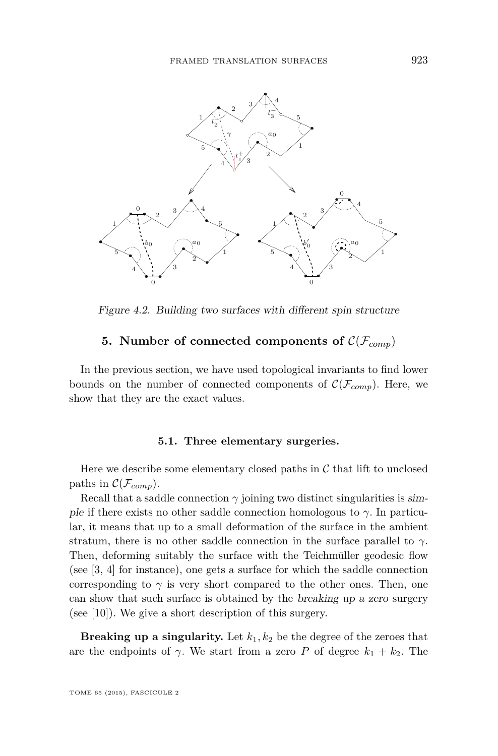Figure 4.2. Building two surfaces with different spin structure

## 5. Number of connected components of $\mathcal{C}(\mathcal{F}_{comp})$

In the previous section, we have used topological invariants to find lower bounds on the number of connected components of $\mathcal{C}(\mathcal{F}_{comp})$. Here, we show that they are the exact values.

### 5.1. Three elementary surgeries.

Here we describe some elementary closed paths in $\mathcal{C}$ that lift to unclosed paths in $\mathcal{C}(\mathcal{F}_{comp})$.

Recall that a saddle connection $\gamma$ joining two distinct singularities is *simple* if there exists no other saddle connection homologous to $\gamma$. In particular, it means that up to a small deformation of the surface in the ambient stratum, there is no other saddle connection in the surface parallel to $\gamma$. Then, deforming suitably the surface with the Teichmüller geodesic flow (see [3, 4] for instance), one gets a surface for which the saddle connection corresponding to $\gamma$ is very short compared to the other ones. Then, one can show that such surface is obtained by the *breaking up a zero* surgery (see [10]). We give a short description of this surgery.

**Breaking up a singularity.** Let $k_1, k_2$ be the degree of the zeroes that are the endpoints of $\gamma$. We start from a zero $P$ of degree $k_1 + k_2$. The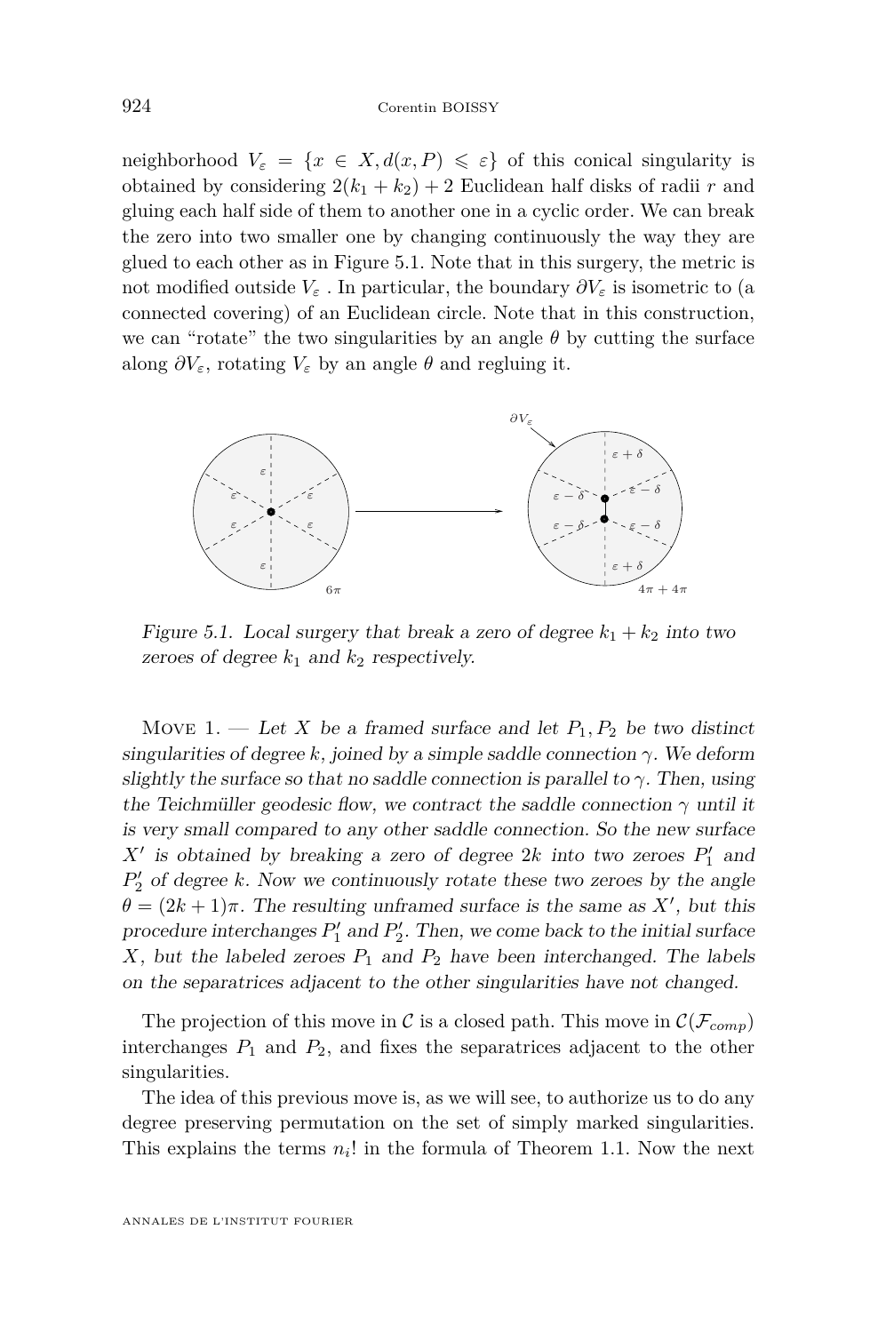neighborhood $V_\varepsilon = \{x \in X, d(x,P) \leqslant \varepsilon\}$ of this conical singularity is obtained by considering $2(k_1+k_2)+2$ Euclidean half disks of radii $r$ and gluing each half side of them to another one in a cyclic order. We can break the zero into two smaller one by changing continuously the way they are glued to each other as in Figure 5.1. Note that in this surgery, the metric is not modified outside $V_\varepsilon$ . In particular, the boundary $\partial V_\varepsilon$ is isometric to (a connected covering) of an Euclidean circle. Note that in this construction, we can "rotate" the two singularities by an angle $\theta$ by cutting the surface along $\partial V_\varepsilon$, rotating $V_\varepsilon$ by an angle $\theta$ and regluing it.

*Figure 5.1. Local surgery that break a zero of degree $k_1+k_2$ into two zeroes of degree $k_1$ and $k_2$ respectively.*

Move 1. — *Let $X$ be a framed surface and let $P_1, P_2$ be two distinct singularities of degree $k$, joined by a simple saddle connection $\gamma$. We deform slightly the surface so that no saddle connection is parallel to $\gamma$. Then, using the Teichmüller geodesic flow, we contract the saddle connection $\gamma$ until it is very small compared to any other saddle connection. So the new surface $X'$ is obtained by breaking a zero of degree $2k$ into two zeroes $P_1'$ and $P_2'$ of degree $k$. Now we continuously rotate these two zeroes by the angle $\theta = (2k+1)\pi$. The resulting unframed surface is the same as $X'$, but this procedure interchanges $P_1'$ and $P_2'$. Then, we come back to the initial surface $X$, but the labeled zeroes $P_1$ and $P_2$ have been interchanged. The labels on the separatrices adjacent to the other singularities have not changed.*

The projection of this move in $\mathcal{C}$ is a closed path. This move in $\mathcal{C}(\mathcal{F}_{comp})$ interchanges $P_1$ and $P_2$, and fixes the separatrices adjacent to the other singularities.

The idea of this previous move is, as we will see, to authorize us to do any degree preserving permutation on the set of simply marked singularities. This explains the terms $n_i!$ in the formula of Theorem 1.1. Now the next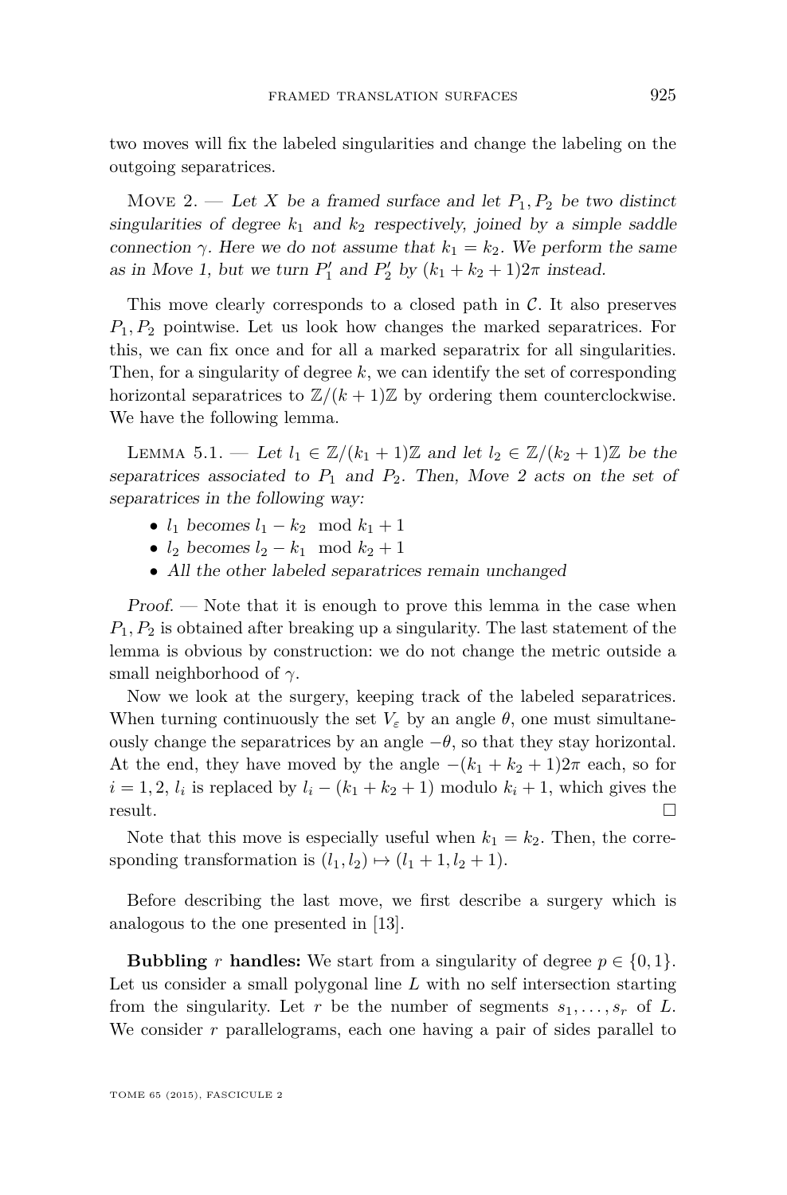two moves will fix the labeled singularities and change the labeling on the outgoing separatrices.

Move 2. — *Let $X$ be a framed surface and let $P_1, P_2$ be two distinct singularities of degree $k_1$ and $k_2$ respectively, joined by a simple saddle connection $\gamma$. Here we do not assume that $k_1 = k_2$. We perform the same as in Move 1, but we turn $P_1'$ and $P_2'$ by $(k_1 + k_2 + 1)2\pi$ instead.*

This move clearly corresponds to a closed path in $\mathcal{C}$. It also preserves $P_1, P_2$ pointwise. Let us look how changes the marked separatrices. For this, we can fix once and for all a marked separatrix for all singularities. Then, for a singularity of degree $k$, we can identify the set of corresponding horizontal separatrices to $\mathbb{Z}/(k+1)\mathbb{Z}$ by ordering them counterclockwise. We have the following lemma.

Lemma 5.1. — *Let $l_1 \in \mathbb{Z}/(k_1+1)\mathbb{Z}$ and let $l_2 \in \mathbb{Z}/(k_2+1)\mathbb{Z}$ be the separatrices associated to $P_1$ and $P_2$. Then, Move 2 acts on the set of separatrices in the following way:*

- *$l_1$ becomes $l_1 - k_2 \mod k_1 + 1$*
- *$l_2$ becomes $l_2 - k_1 \mod k_2 + 1$*
- *All the other labeled separatrices remain unchanged*

*Proof.* — Note that it is enough to prove this lemma in the case when $P_1, P_2$ is obtained after breaking up a singularity. The last statement of the lemma is obvious by construction: we do not change the metric outside a small neighborhood of $\gamma$.

Now we look at the surgery, keeping track of the labeled separatrices. When turning continuously the set $V_\varepsilon$ by an angle $\theta$, one must simultaneously change the separatrices by an angle $-\theta$, so that they stay horizontal. At the end, they have moved by the angle $-(k_1 + k_2 + 1)2\pi$ each, so for $i = 1, 2$, $l_i$ is replaced by $l_i - (k_1 + k_2 + 1)$ modulo $k_i + 1$, which gives the result. □

Note that this move is especially useful when $k_1 = k_2$. Then, the corresponding transformation is $(l_1, l_2) \mapsto (l_1 + 1, l_2 + 1)$.

Before describing the last move, we first describe a surgery which is analogous to the one presented in [13].

**Bubbling $r$ handles:** We start from a singularity of degree $p \in \{0, 1\}$. Let us consider a small polygonal line $L$ with no self intersection starting from the singularity. Let $r$ be the number of segments $s_1, \dots, s_r$ of $L$. We consider $r$ parallelograms, each one having a pair of sides parallel to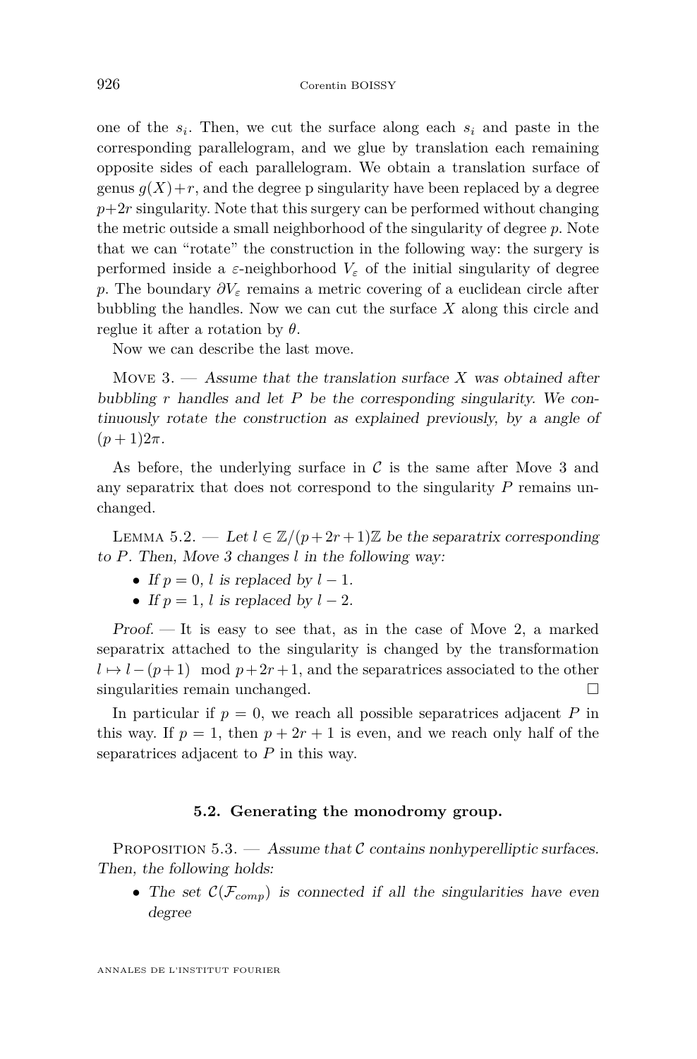one of the $s_i$. Then, we cut the surface along each $s_i$ and paste in the corresponding parallelogram, and we glue by translation each remaining opposite sides of each parallelogram. We obtain a translation surface of genus $g(X)+r$, and the degree p singularity have been replaced by a degree $p+2r$ singularity. Note that this surgery can be performed without changing the metric outside a small neighborhood of the singularity of degree $p$. Note that we can "rotate" the construction in the following way: the surgery is performed inside a $\varepsilon$-neighborhood $V_\varepsilon$ of the initial singularity of degree $p$. The boundary $\partial V_\varepsilon$ remains a metric covering of a euclidean circle after bubbling the handles. Now we can cut the surface $X$ along this circle and reglue it after a rotation by $\theta$.

Now we can describe the last move.

Move 3. — *Assume that the translation surface $X$ was obtained after bubbling $r$ handles and let $P$ be the corresponding singularity. We continuously rotate the construction as explained previously, by a angle of $(p+1)2\pi$.*

As before, the underlying surface in $\mathcal{C}$ is the same after Move 3 and any separatrix that does not correspond to the singularity $P$ remains unchanged.

Lemma 5.2. — *Let $l \in \mathbb{Z}/(p+2r+1)\mathbb{Z}$ be the separatrix corresponding to $P$. Then, Move 3 changes $l$ in the following way:*

- *If $p=0$, $l$ is replaced by $l-1$.*
- *If $p=1$, $l$ is replaced by $l-2$.*

*Proof.* — It is easy to see that, as in the case of Move 2, a marked separatrix attached to the singularity is changed by the transformation $l \mapsto l-(p+1) \mod p+2r+1$, and the separatrices associated to the other singularities remain unchanged. □

In particular if $p=0$, we reach all possible separatrices adjacent $P$ in this way. If $p=1$, then $p+2r+1$ is even, and we reach only half of the separatrices adjacent to $P$ in this way.

### 5.2. Generating the monodromy group.

Proposition 5.3. — *Assume that $\mathcal{C}$ contains nonhyperelliptic surfaces. Then, the following holds:*

- *The set $\mathcal{C}(\mathcal{F}_{comp})$ is connected if all the singularities have even degree*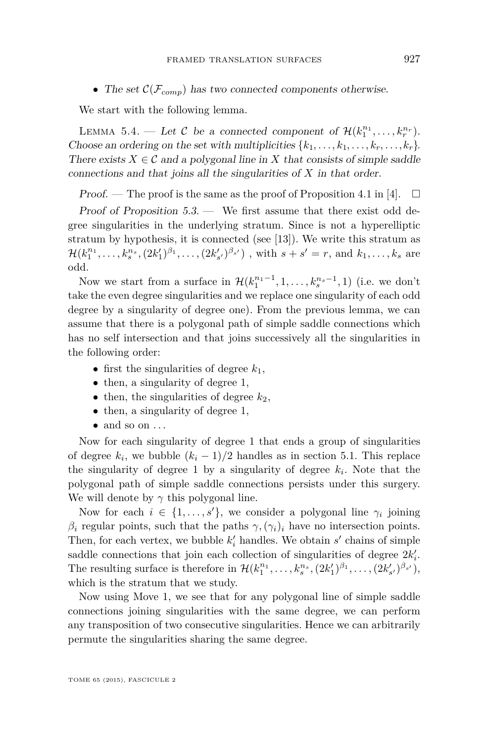- *The set $\mathcal{C}(\mathcal{F}_{comp})$ has two connected components otherwise.*

We start with the following lemma.

Lemma 5.4. — *Let $\mathcal{C}$ be a connected component of $\mathcal{H}(k_1^{n_1}, \dots, k_r^{n_r})$. Choose an ordering on the set with multiplicities $\{k_1, \dots, k_1, \dots, k_r, \dots, k_r\}$. There exists $X \in \mathcal{C}$ and a polygonal line in $X$ that consists of simple saddle connections and that joins all the singularities of $X$ in that order.*

*Proof.* — The proof is the same as the proof of Proposition 4.1 in [4]. □

*Proof of Proposition 5.3.* — We first assume that there exist odd degree singularities in the underlying stratum. Since is not a hyperelliptic stratum by hypothesis, it is connected (see [13]). We write this stratum as $\mathcal{H}(k_1^{n_1}, \dots, k_s^{n_s}, (2k'_1)^{\beta_1}, \dots, (2k'_{s'})^{\beta_{s'}})$ , with $s + s' = r$, and $k_1, \dots, k_s$ are odd.

Now we start from a surface in $\mathcal{H}(k_1^{n_1-1}, 1, \dots, k_s^{n_s-1}, 1)$ (i.e. we don't take the even degree singularities and we replace one singularity of each odd degree by a singularity of degree one). From the previous lemma, we can assume that there is a polygonal path of simple saddle connections which has no self intersection and that joins successively all the singularities in the following order:

- first the singularities of degree $k_1$,
- then, a singularity of degree 1,
- then, the singularities of degree $k_2$,
- then, a singularity of degree 1,
- and so on …

Now for each singularity of degree 1 that ends a group of singularities of degree $k_i$, we bubble $(k_i - 1)/2$ handles as in section 5.1. This replace the singularity of degree 1 by a singularity of degree $k_i$. Note that the polygonal path of simple saddle connections persists under this surgery. We will denote by $\gamma$ this polygonal line.

Now for each $i \in \{1, \dots, s'\}$, we consider a polygonal line $\gamma_i$ joining $\beta_i$ regular points, such that the paths $\gamma, (\gamma_i)_i$ have no intersection points. Then, for each vertex, we bubble $k'_i$ handles. We obtain $s'$ chains of simple saddle connections that join each collection of singularities of degree $2k'_i$. The resulting surface is therefore in $\mathcal{H}(k_1^{n_1}, \dots, k_s^{n_s}, (2k'_1)^{\beta_1}, \dots, (2k'_{s'})^{\beta_{s'}})$, which is the stratum that we study.

Now using Move 1, we see that for any polygonal line of simple saddle connections joining singularities with the same degree, we can perform any transposition of two consecutive singularities. Hence we can arbitrarily permute the singularities sharing the same degree.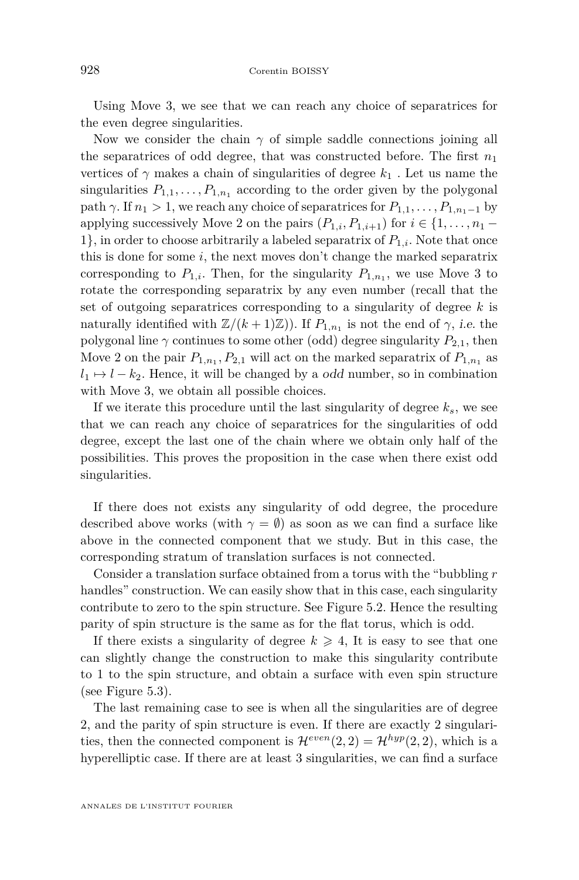Using Move 3, we see that we can reach any choice of separatrices for the even degree singularities.

Now we consider the chain $\gamma$ of simple saddle connections joining all the separatrices of odd degree, that was constructed before. The first $n_1$ vertices of $\gamma$ makes a chain of singularities of degree $k_1$ . Let us name the singularities $P_{1,1}, \dots, P_{1,n_1}$ according to the order given by the polygonal path $\gamma$. If $n_1 > 1$, we reach any choice of separatrices for $P_{1,1}, \dots, P_{1,n_1-1}$ by applying successively Move 2 on the pairs $(P_{1,i}, P_{1,i+1})$ for $i \in \{1, \dots, n_1 - 1\}$, in order to choose arbitrarily a labeled separatrix of $P_{1,i}$. Note that once this is done for some $i$, the next moves don't change the marked separatrix corresponding to $P_{1,i}$. Then, for the singularity $P_{1,n_1}$, we use Move 3 to rotate the corresponding separatrix by any even number (recall that the set of outgoing separatrices corresponding to a singularity of degree $k$ is naturally identified with $\mathbb{Z}/(k+1)\mathbb{Z})$). If $P_{1,n_1}$ is not the end of $\gamma$, *i.e.* the polygonal line $\gamma$ continues to some other (odd) degree singularity $P_{2,1}$, then Move 2 on the pair $P_{1,n_1}, P_{2,1}$ will act on the marked separatrix of $P_{1,n_1}$ as $l_1 \mapsto l - k_2$. Hence, it will be changed by a *odd* number, so in combination with Move 3, we obtain all possible choices.

If we iterate this procedure until the last singularity of degree $k_s$, we see that we can reach any choice of separatrices for the singularities of odd degree, except the last one of the chain where we obtain only half of the possibilities. This proves the proposition in the case when there exist odd singularities.

If there does not exists any singularity of odd degree, the procedure described above works (with $\gamma = \emptyset$) as soon as we can find a surface like above in the connected component that we study. But in this case, the corresponding stratum of translation surfaces is not connected.

Consider a translation surface obtained from a torus with the "bubbling $r$ handles" construction. We can easily show that in this case, each singularity contribute to zero to the spin structure. See Figure 5.2. Hence the resulting parity of spin structure is the same as for the flat torus, which is odd.

If there exists a singularity of degree $k \geqslant 4$, It is easy to see that one can slightly change the construction to make this singularity contribute to 1 to the spin structure, and obtain a surface with even spin structure (see Figure 5.3).

The last remaining case to see is when all the singularities are of degree 2, and the parity of spin structure is even. If there are exactly 2 singularities, then the connected component is $\mathcal{H}^{even}(2,2) = \mathcal{H}^{hyp}(2,2)$, which is a hyperelliptic case. If there are at least 3 singularities, we can find a surface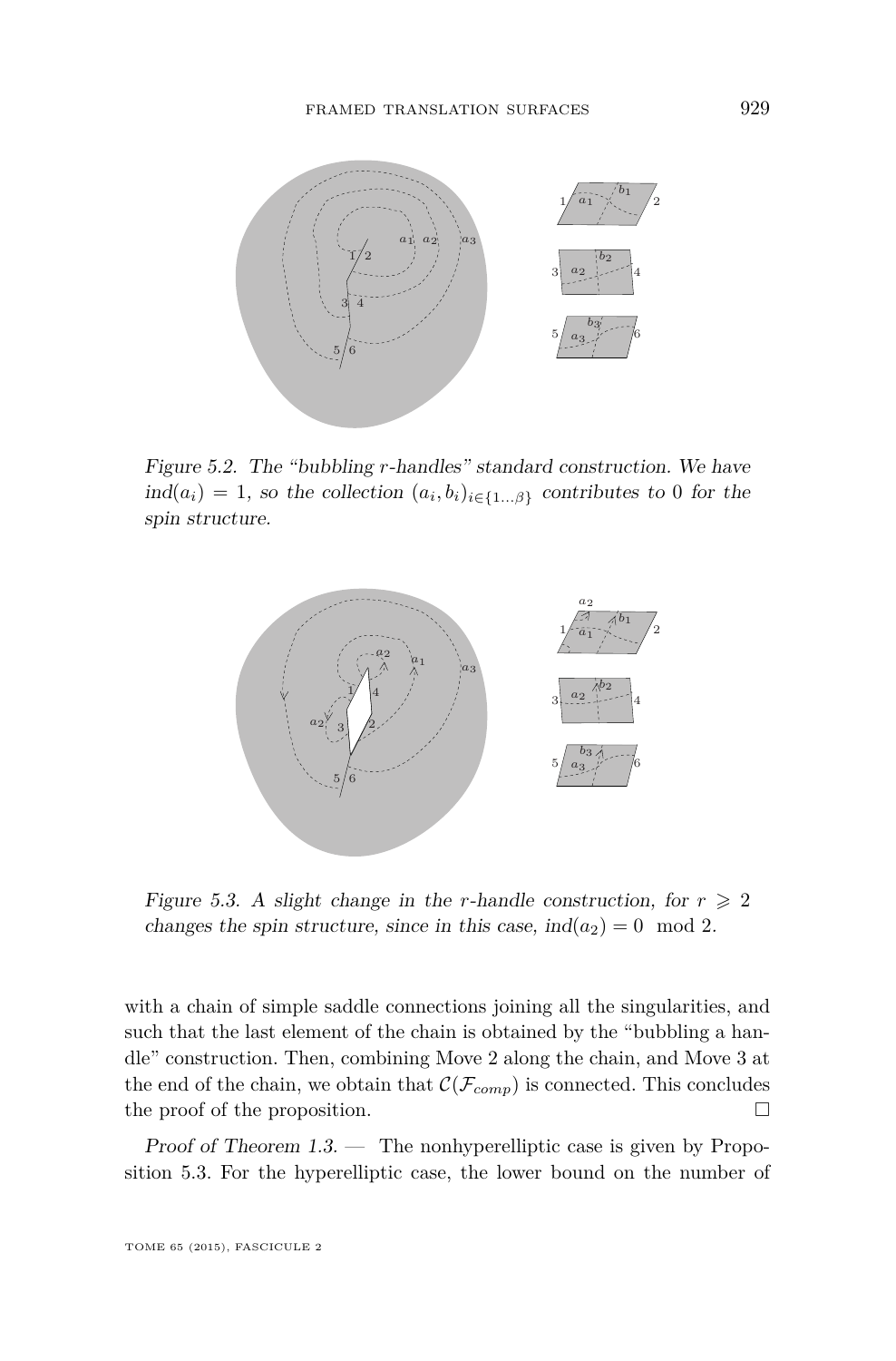Figure 5.2. The "bubbling $r$-handles" standard construction. We have $ind(a_i) = 1$, so the collection $(a_i, b_i)_{i\in\{1\ldots\beta\}}$ contributes to 0 for the spin structure.

Figure 5.3. A slight change in the $r$-handle construction, for $r \geqslant 2$ changes the spin structure, since in this case, $ind(a_2) = 0 \mod 2$.

with a chain of simple saddle connections joining all the singularities, and such that the last element of the chain is obtained by the "bubbling a handle" construction. Then, combining Move 2 along the chain, and Move 3 at the end of the chain, we obtain that $\mathcal{C}(\mathcal{F}_{comp})$ is connected. This concludes the proof of the proposition. □

*Proof of Theorem 1.3.* — The nonhyperelliptic case is given by Proposition 5.3. For the hyperelliptic case, the lower bound on the number of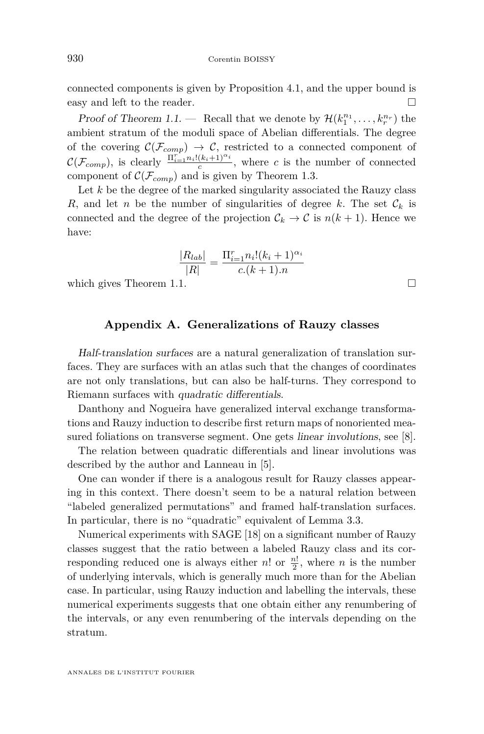connected components is given by Proposition 4.1, and the upper bound is easy and left to the reader. □

*Proof of Theorem 1.1.* — Recall that we denote by $\mathcal{H}(k_1^{n_1},\dots,k_r^{n_r})$ the ambient stratum of the moduli space of Abelian differentials. The degree of the covering $\mathcal{C}(\mathcal{F}_{comp}) \to \mathcal{C}$, restricted to a connected component of $\mathcal{C}(\mathcal{F}_{comp})$, is clearly $\frac{\Pi_{i=1}^r n_i!(k_i+1)^{\alpha_i}}{c}$, where $c$ is the number of connected component of $\mathcal{C}(\mathcal{F}_{comp})$ and is given by Theorem 1.3.

Let $k$ be the degree of the marked singularity associated the Rauzy class $R$, and let $n$ be the number of singularities of degree $k$. The set $\mathcal{C}_k$ is connected and the degree of the projection $\mathcal{C}_k \to \mathcal{C}$ is $n(k+1)$. Hence we have:

$$\frac{|R_{lab}|}{|R|} = \frac{\Pi_{i=1}^r n_i!(k_i+1)^{\alpha_i}}{c.(k+1).n}$$

which gives Theorem 1.1. □

## Appendix A. Generalizations of Rauzy classes

*Half-translation surfaces* are a natural generalization of translation surfaces. They are surfaces with an atlas such that the changes of coordinates are not only translations, but can also be half-turns. They correspond to Riemann surfaces with *quadratic differentials*.

Danthony and Nogueira have generalized interval exchange transformations and Rauzy induction to describe first return maps of nonoriented measured foliations on transverse segment. One gets *linear involutions*, see [8].

The relation between quadratic differentials and linear involutions was described by the author and Lanneau in [5].

One can wonder if there is a analogous result for Rauzy classes appearing in this context. There doesn't seem to be a natural relation between "labeled generalized permutations" and framed half-translation surfaces. In particular, there is no "quadratic" equivalent of Lemma 3.3.

Numerical experiments with SAGE [18] on a significant number of Rauzy classes suggest that the ratio between a labeled Rauzy class and its corresponding reduced one is always either $n!$ or $\frac{n!}{2}$, where $n$ is the number of underlying intervals, which is generally much more than for the Abelian case. In particular, using Rauzy induction and labelling the intervals, these numerical experiments suggests that one obtain either any renumbering of the intervals, or any even renumbering of the intervals depending on the stratum.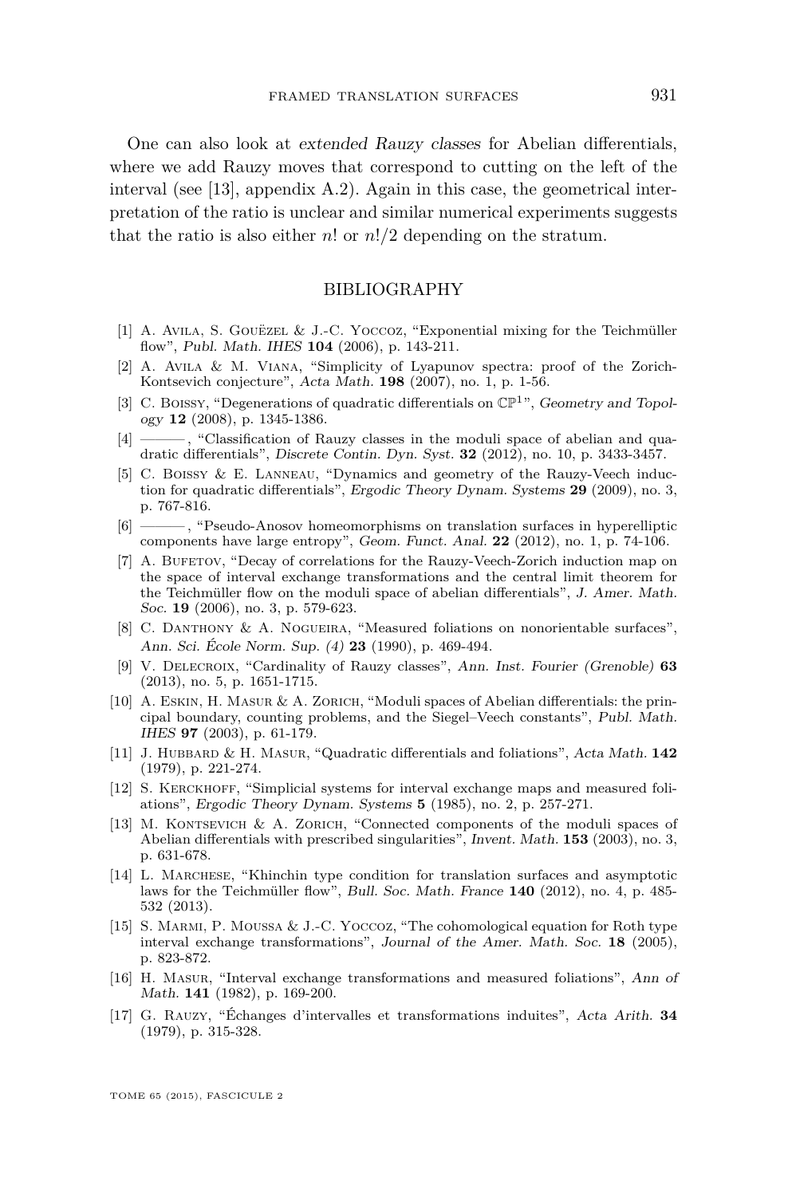One can also look at *extended Rauzy classes* for Abelian differentials, where we add Rauzy moves that correspond to cutting on the left of the interval (see [13], appendix A.2). Again in this case, the geometrical interpretation of the ratio is unclear and similar numerical experiments suggests that the ratio is also either $n!$ or $n!/2$ depending on the stratum.

## BIBLIOGRAPHY

[1] A. Avila, S. Gouëzel & J.-C. Yoccoz, "Exponential mixing for the Teichmüller flow", *Publ. Math. IHES* **104** (2006), p. 143-211.

[2] A. Avila & M. Viana, "Simplicity of Lyapunov spectra: proof of the Zorich-Kontsevich conjecture", *Acta Math.* **198** (2007), no. 1, p. 1-56.

[3] C. Boissy, "Degenerations of quadratic differentials on $\mathbb{CP}^1$", *Geometry and Topology* **12** (2008), p. 1345-1386.

[4] ———, "Classification of Rauzy classes in the moduli space of abelian and quadratic differentials", *Discrete Contin. Dyn. Syst.* **32** (2012), no. 10, p. 3433-3457.

[5] C. Boissy & E. Lanneau, "Dynamics and geometry of the Rauzy-Veech induction for quadratic differentials", *Ergodic Theory Dynam. Systems* **29** (2009), no. 3, p. 767-816.

[6] ———, "Pseudo-Anosov homeomorphisms on translation surfaces in hyperelliptic components have large entropy", *Geom. Funct. Anal.* **22** (2012), no. 1, p. 74-106.

[7] A. Bufetov, "Decay of correlations for the Rauzy-Veech-Zorich induction map on the space of interval exchange transformations and the central limit theorem for the Teichmüller flow on the moduli space of abelian differentials", *J. Amer. Math. Soc.* **19** (2006), no. 3, p. 579-623.

[8] C. Danthony & A. Nogueira, "Measured foliations on nonorientable surfaces", *Ann. Sci. École Norm. Sup. (4)* **23** (1990), p. 469-494.

[9] V. Delecroix, "Cardinality of Rauzy classes", *Ann. Inst. Fourier (Grenoble)* **63** (2013), no. 5, p. 1651-1715.

[10] A. Eskin, H. Masur & A. Zorich, "Moduli spaces of Abelian differentials: the principal boundary, counting problems, and the Siegel–Veech constants", *Publ. Math. IHES* **97** (2003), p. 61-179.

[11] J. Hubbard & H. Masur, "Quadratic differentials and foliations", *Acta Math.* **142** (1979), p. 221-274.

[12] S. Kerckhoff, "Simplicial systems for interval exchange maps and measured foliations", *Ergodic Theory Dynam. Systems* **5** (1985), no. 2, p. 257-271.

[13] M. Kontsevich & A. Zorich, "Connected components of the moduli spaces of Abelian differentials with prescribed singularities", *Invent. Math.* **153** (2003), no. 3, p. 631-678.

[14] L. Marchese, "Khinchin type condition for translation surfaces and asymptotic laws for the Teichmüller flow", *Bull. Soc. Math. France* **140** (2012), no. 4, p. 485-532 (2013).

[15] S. Marmi, P. Moussa & J.-C. Yoccoz, "The cohomological equation for Roth type interval exchange transformations", *Journal of the Amer. Math. Soc.* **18** (2005), p. 823-872.

[16] H. Masur, "Interval exchange transformations and measured foliations", *Ann of Math.* **141** (1982), p. 169-200.

[17] G. Rauzy, "Échanges d'intervalles et transformations induites", *Acta Arith.* **34** (1979), p. 315-328.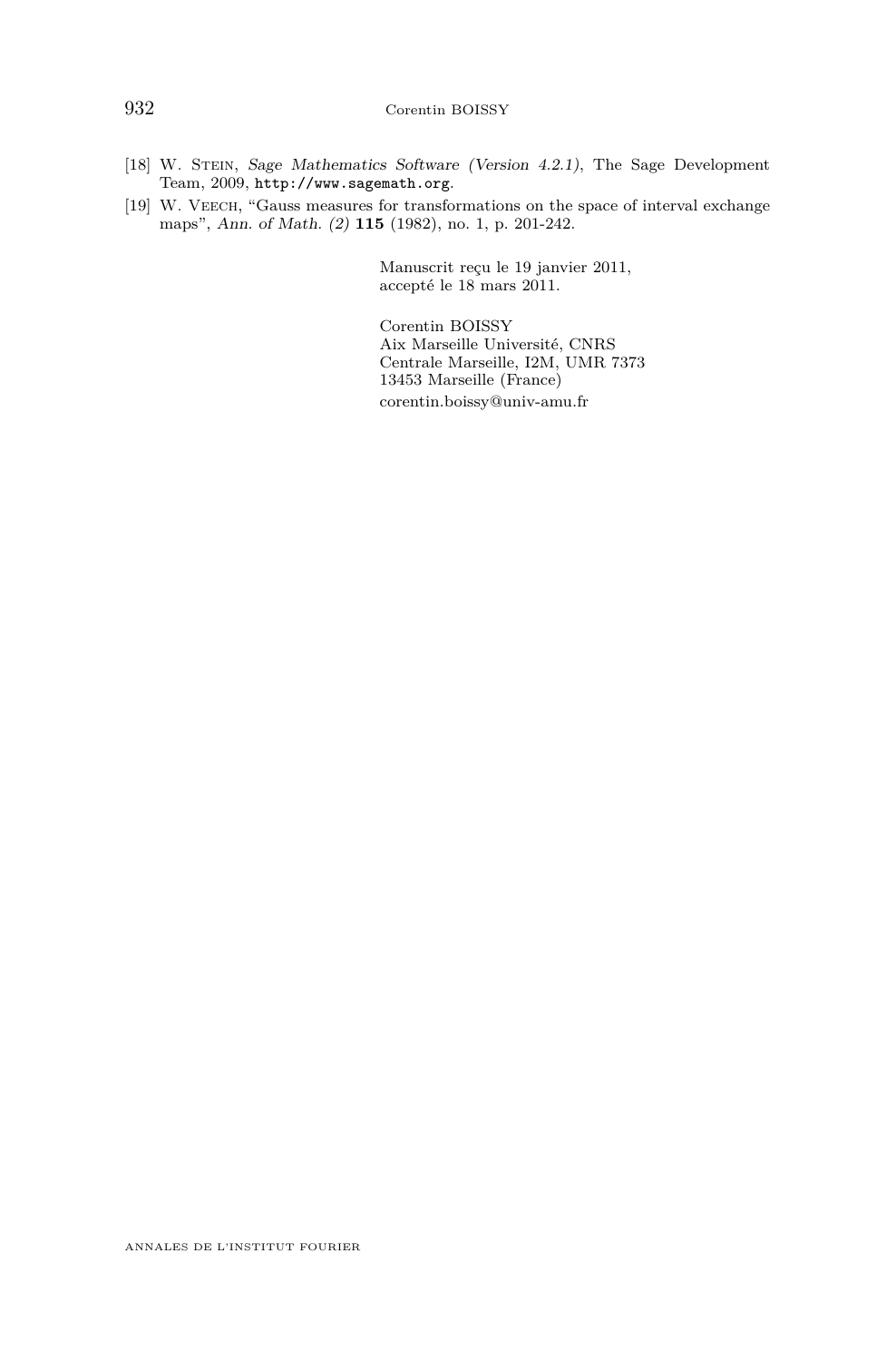[18] W. Stein, *Sage Mathematics Software (Version 4.2.1)*, The Sage Development Team, 2009, `http://www.sagemath.org`.

[19] W. Veech, "Gauss measures for transformations on the space of interval exchange maps", *Ann. of Math. (2)* **115** (1982), no. 1, p. 201-242.

Manuscrit reçu le 19 janvier 2011,
accepté le 18 mars 2011.

Corentin BOISSY
Aix Marseille Université, CNRS
Centrale Marseille, I2M, UMR 7373
13453 Marseille (France)
corentin.boissy@univ-amu.fr